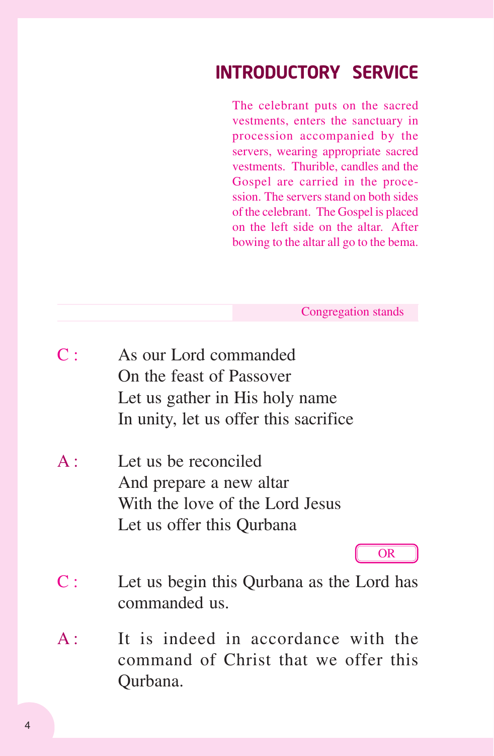# INTRODUCTORY SERVICE

*The celebrant puts on the sacred vestments, enters the sanctuary in procession accompanied by the servers, wearing appropriate sacred vestments. Thurible, candles and the Gospel are carried in the procession. The servers stand on both sides of the celebrant. The Gospel is placed on the left side on the altar. After bowing to the altar all go to the bema.*

*Congregation stands*

C : As our Lord commanded
On the feast of Passover
Let us gather in His holy name
In unity, let us offer this sacrifice

A : Let us be reconciled
And prepare a new altar
With the love of the Lord Jesus
Let us offer this Qurbana

OR

C : Let us begin this Qurbana as the Lord has commanded us.

A : It is indeed in accordance with the command of Christ that we offer this Qurbana.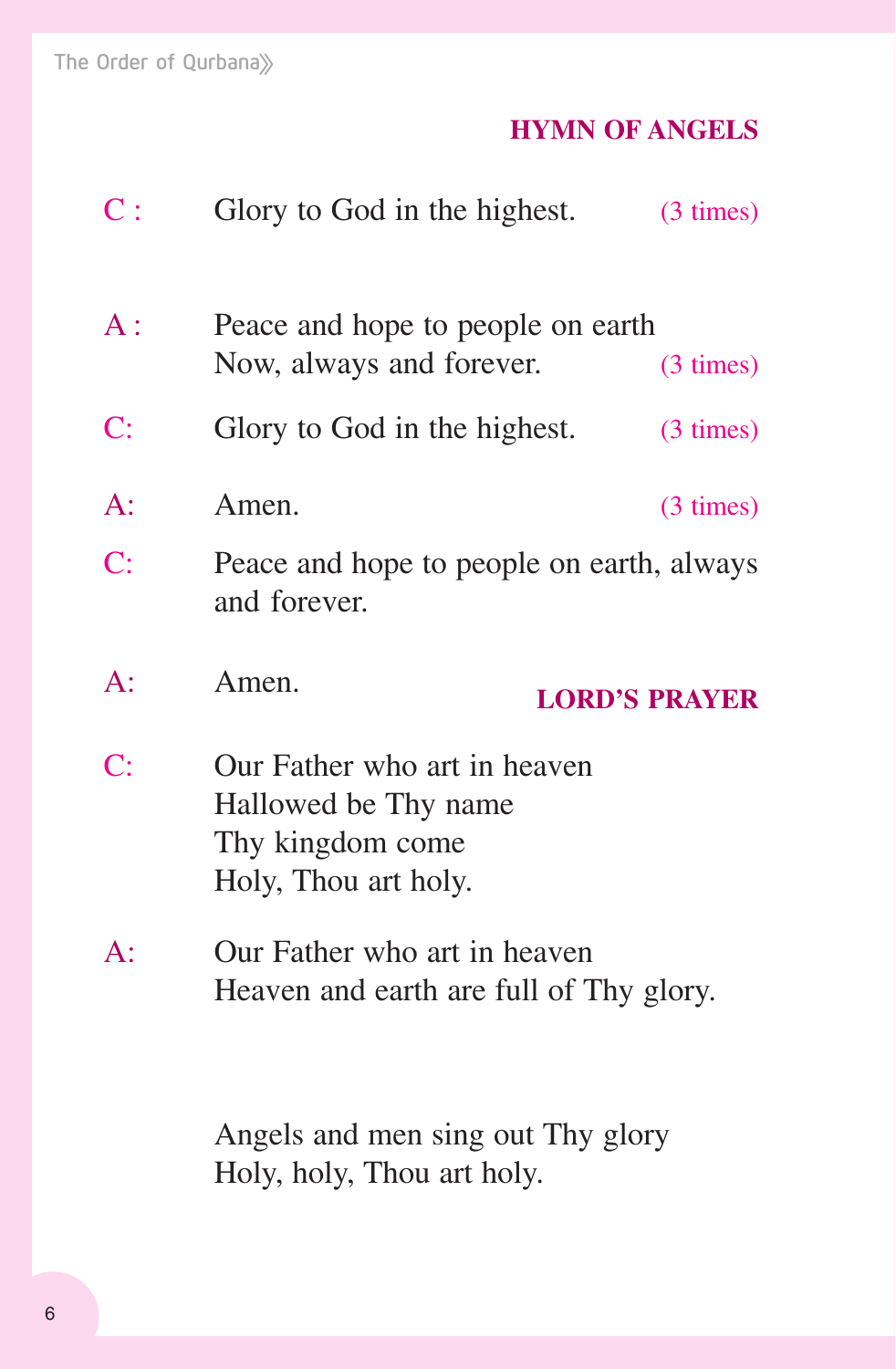## HYMN OF ANGELS

C : Glory to God in the highest. (3 times)

A : Peace and hope to people on earth
Now, always and forever. (3 times)

C: Glory to God in the highest. (3 times)

A: Amen. (3 times)

C: Peace and hope to people on earth, always and forever.

A: Amen.

## LORD'S PRAYER

C: Our Father who art in heaven
Hallowed be Thy name
Thy kingdom come
Holy, Thou art holy.

A: Our Father who art in heaven
Heaven and earth are full of Thy glory.

Angels and men sing out Thy glory
Holy, holy, Thou art holy.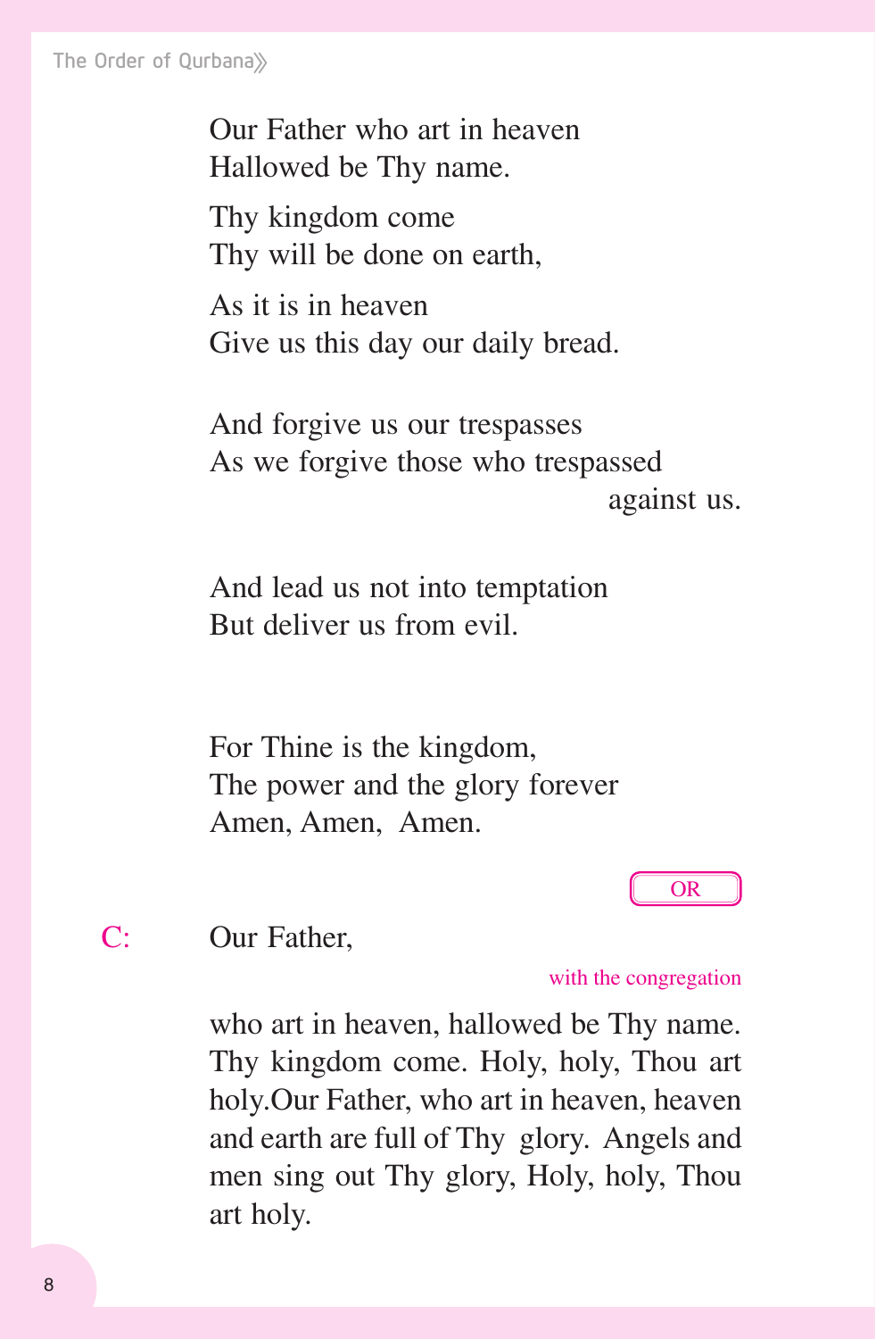Our Father who art in heaven
Hallowed be Thy name.

Thy kingdom come
Thy will be done on earth,

As it is in heaven
Give us this day our daily bread.

And forgive us our trespasses
As we forgive those who trespassed against us.

And lead us not into temptation
But deliver us from evil.

For Thine is the kingdom,
The power and the glory forever
Amen, Amen, Amen.

OR

**C:** Our Father,

*with the congregation*

who art in heaven, hallowed be Thy name. Thy kingdom come. Holy, holy, Thou art holy.Our Father, who art in heaven, heaven and earth are full of Thy glory. Angels and men sing out Thy glory, Holy, holy, Thou art holy.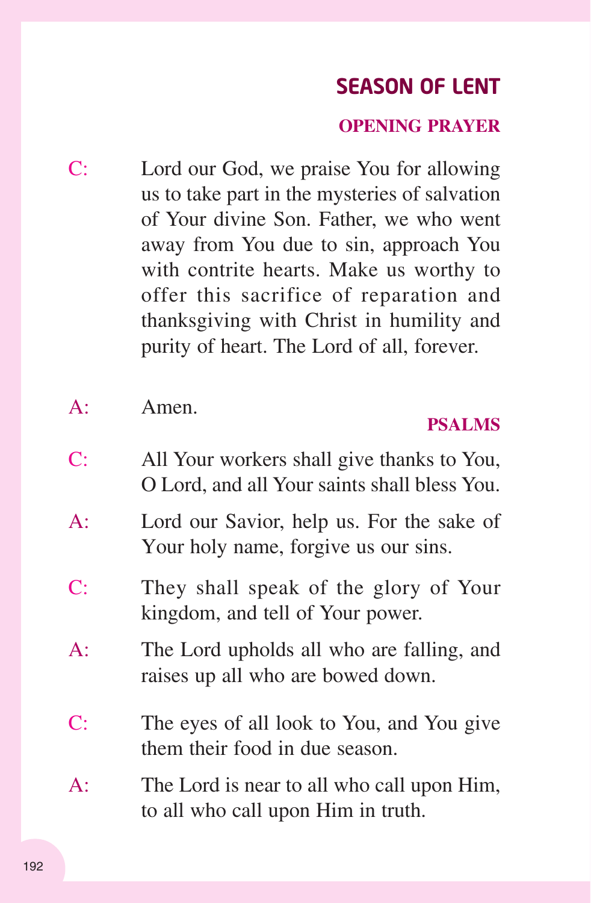## SEASON OF LENT

### OPENING PRAYER

C: Lord our God, we praise You for allowing us to take part in the mysteries of salvation of Your divine Son. Father, we who went away from You due to sin, approach You with contrite hearts. Make us worthy to offer this sacrifice of reparation and thanksgiving with Christ in humility and purity of heart. The Lord of all, forever.

A: Amen.

### PSALMS

C: All Your workers shall give thanks to You, O Lord, and all Your saints shall bless You.

A: Lord our Savior, help us. For the sake of Your holy name, forgive us our sins.

C: They shall speak of the glory of Your kingdom, and tell of Your power.

A: The Lord upholds all who are falling, and raises up all who are bowed down.

C: The eyes of all look to You, and You give them their food in due season.

A: The Lord is near to all who call upon Him, to all who call upon Him in truth.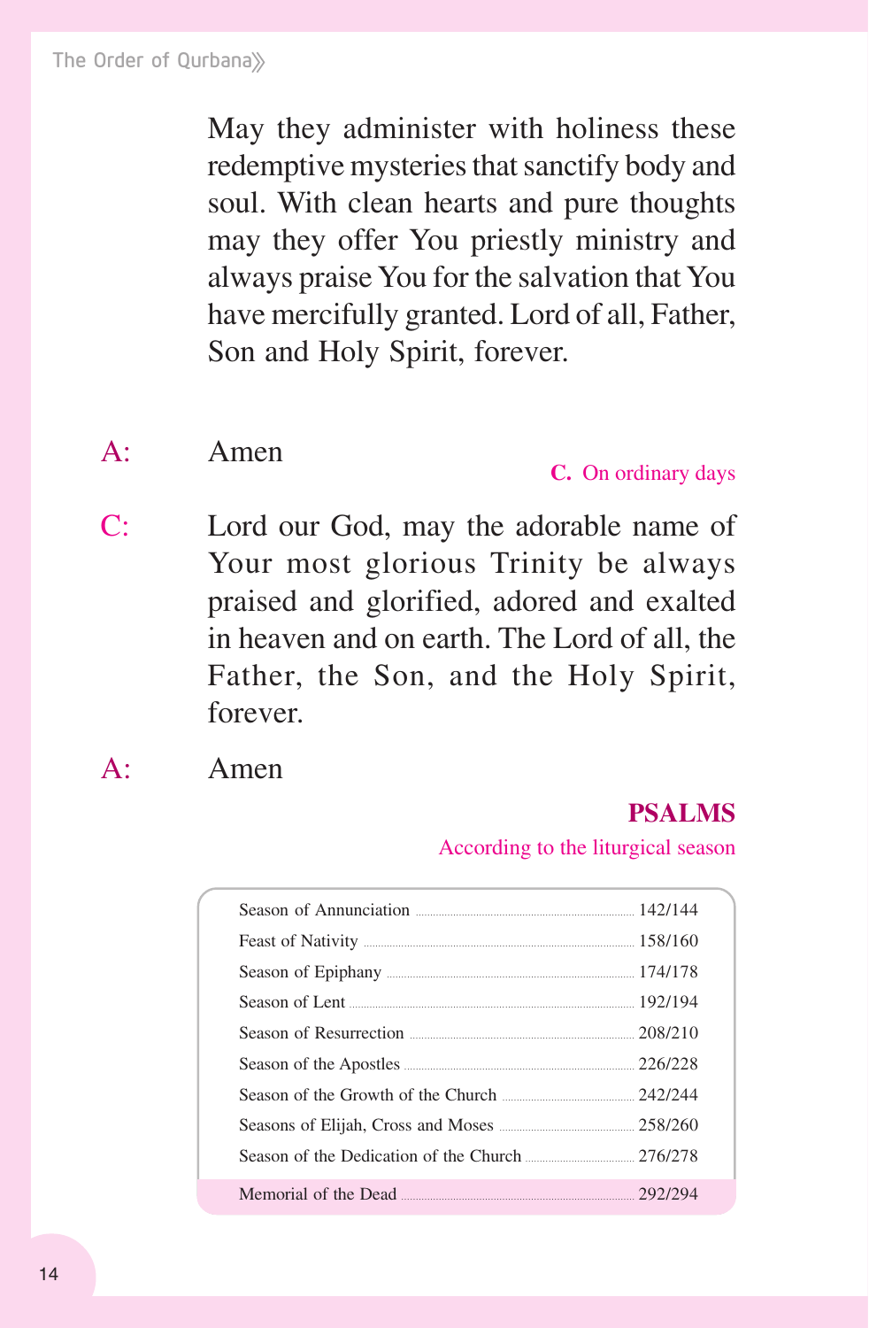May they administer with holiness these redemptive mysteries that sanctify body and soul. With clean hearts and pure thoughts may they offer You priestly ministry and always praise You for the salvation that You have mercifully granted. Lord of all, Father, Son and Holy Spirit, forever.

A: Amen

**C.** On ordinary days

C: Lord our God, may the adorable name of Your most glorious Trinity be always praised and glorified, adored and exalted in heaven and on earth. The Lord of all, the Father, the Son, and the Holy Spirit, forever.

A: Amen

## PSALMS

According to the liturgical season

| Season | Page |
|---|---|
| Season of Annunciation | 142/144 |
| Feast of Nativity | 158/160 |
| Season of Epiphany | 174/178 |
| Season of Lent | 192/194 |
| Season of Resurrection | 208/210 |
| Season of the Apostles | 226/228 |
| Season of the Growth of the Church | 242/244 |
| Seasons of Elijah, Cross and Moses | 258/260 |
| Season of the Dedication of the Church | 276/278 |
| Memorial of the Dead | 292/294 |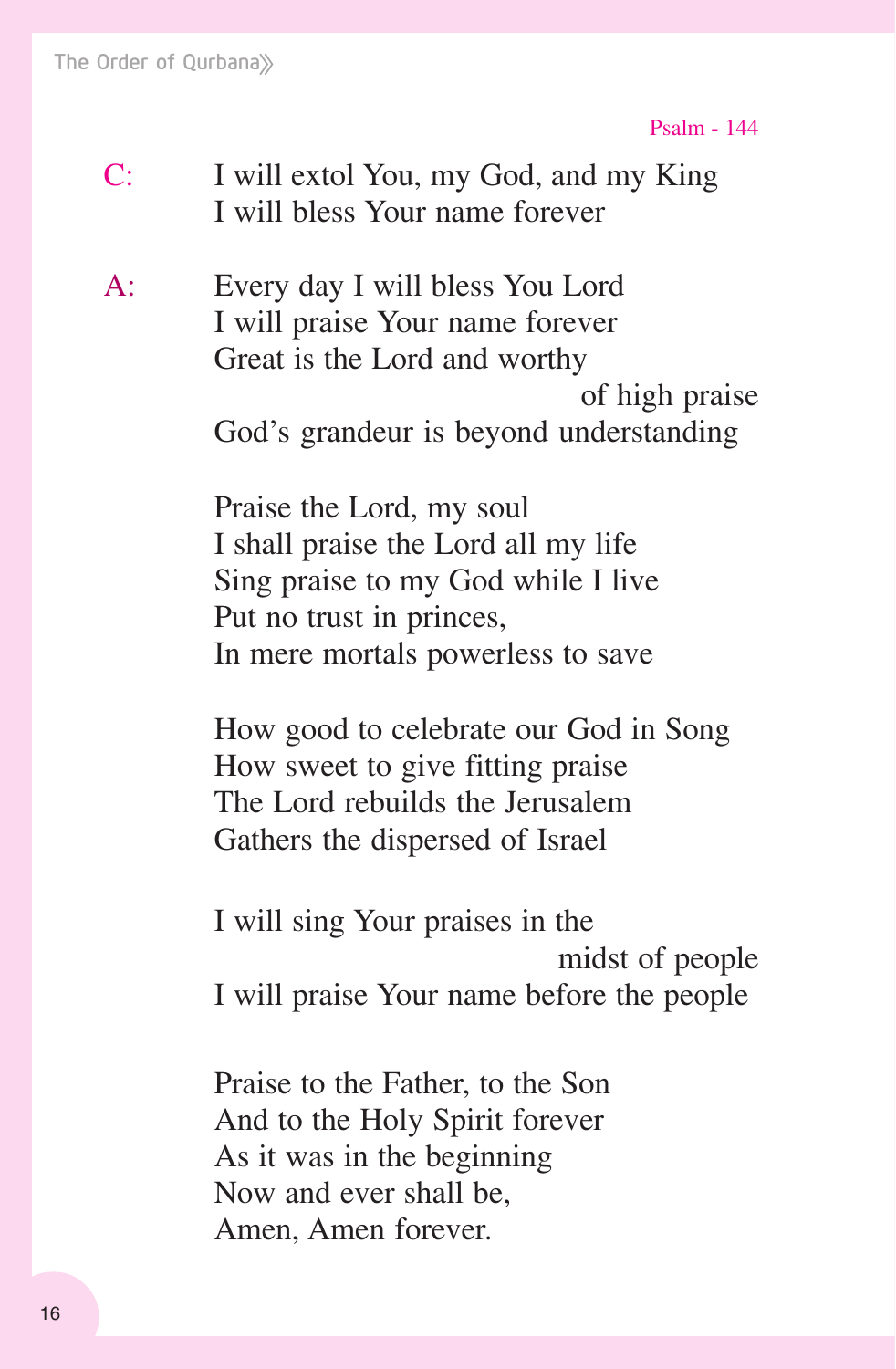Psalm - 144

C: I will extol You, my God, and my King
I will bless Your name forever

A: Every day I will bless You Lord
I will praise Your name forever
Great is the Lord and worthy of high praise
God's grandeur is beyond understanding

Praise the Lord, my soul
I shall praise the Lord all my life
Sing praise to my God while I live
Put no trust in princes,
In mere mortals powerless to save

How good to celebrate our God in Song
How sweet to give fitting praise
The Lord rebuilds the Jerusalem
Gathers the dispersed of Israel

I will sing Your praises in the midst of people
I will praise Your name before the people

Praise to the Father, to the Son
And to the Holy Spirit forever
As it was in the beginning
Now and ever shall be,
Amen, Amen forever.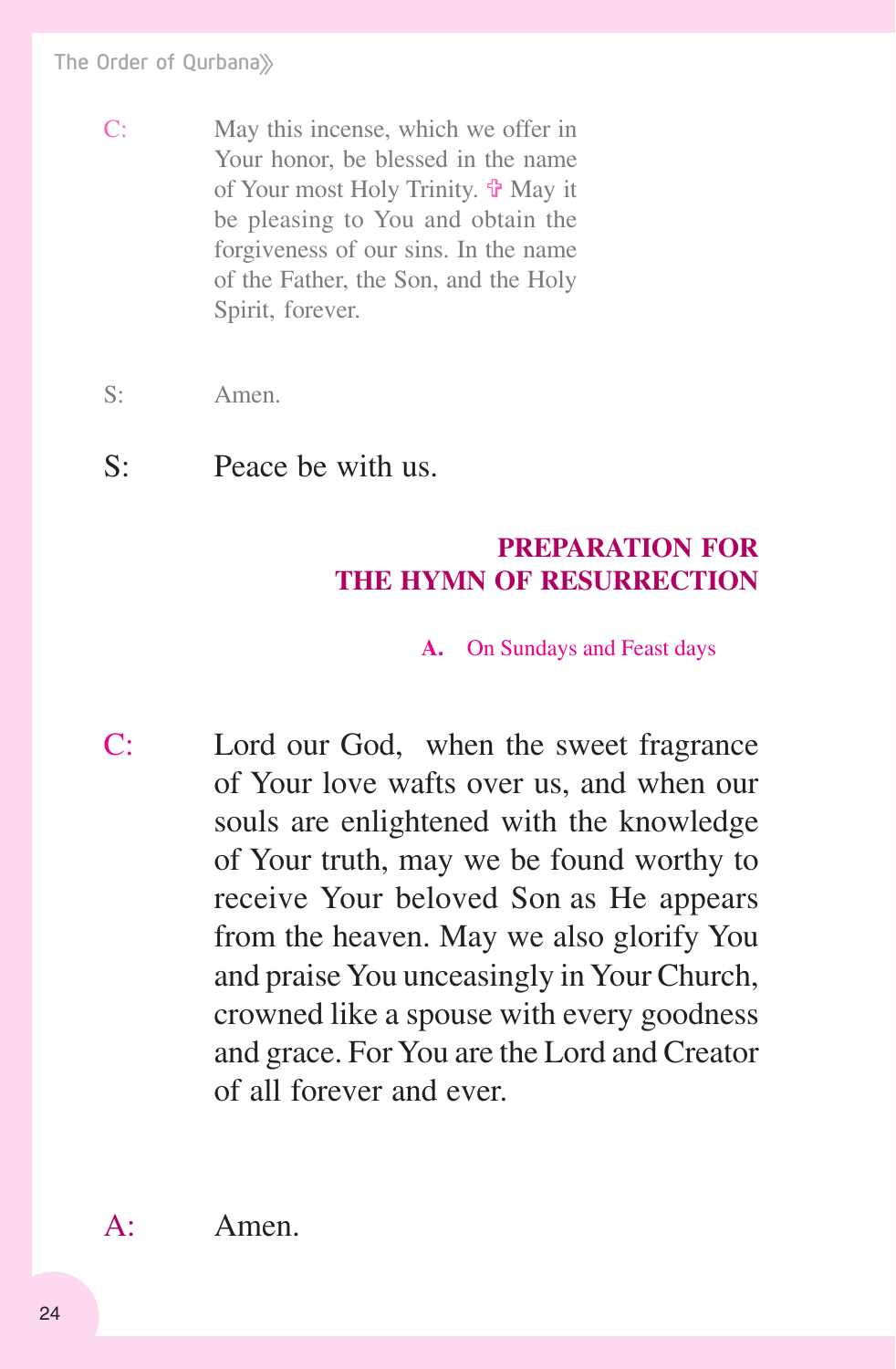C: May this incense, which we offer in Your honor, be blessed in the name of Your most Holy Trinity. ✞ May it be pleasing to You and obtain the forgiveness of our sins. In the name of the Father, the Son, and the Holy Spirit, forever.

S: Amen.

S: Peace be with us.

## PREPARATION FOR THE HYMN OF RESURRECTION

**A.** On Sundays and Feast days

C: Lord our God, when the sweet fragrance of Your love wafts over us, and when our souls are enlightened with the knowledge of Your truth, may we be found worthy to receive Your beloved Son as He appears from the heaven. May we also glorify You and praise You unceasingly in Your Church, crowned like a spouse with every goodness and grace. For You are the Lord and Creator of all forever and ever.

A: Amen.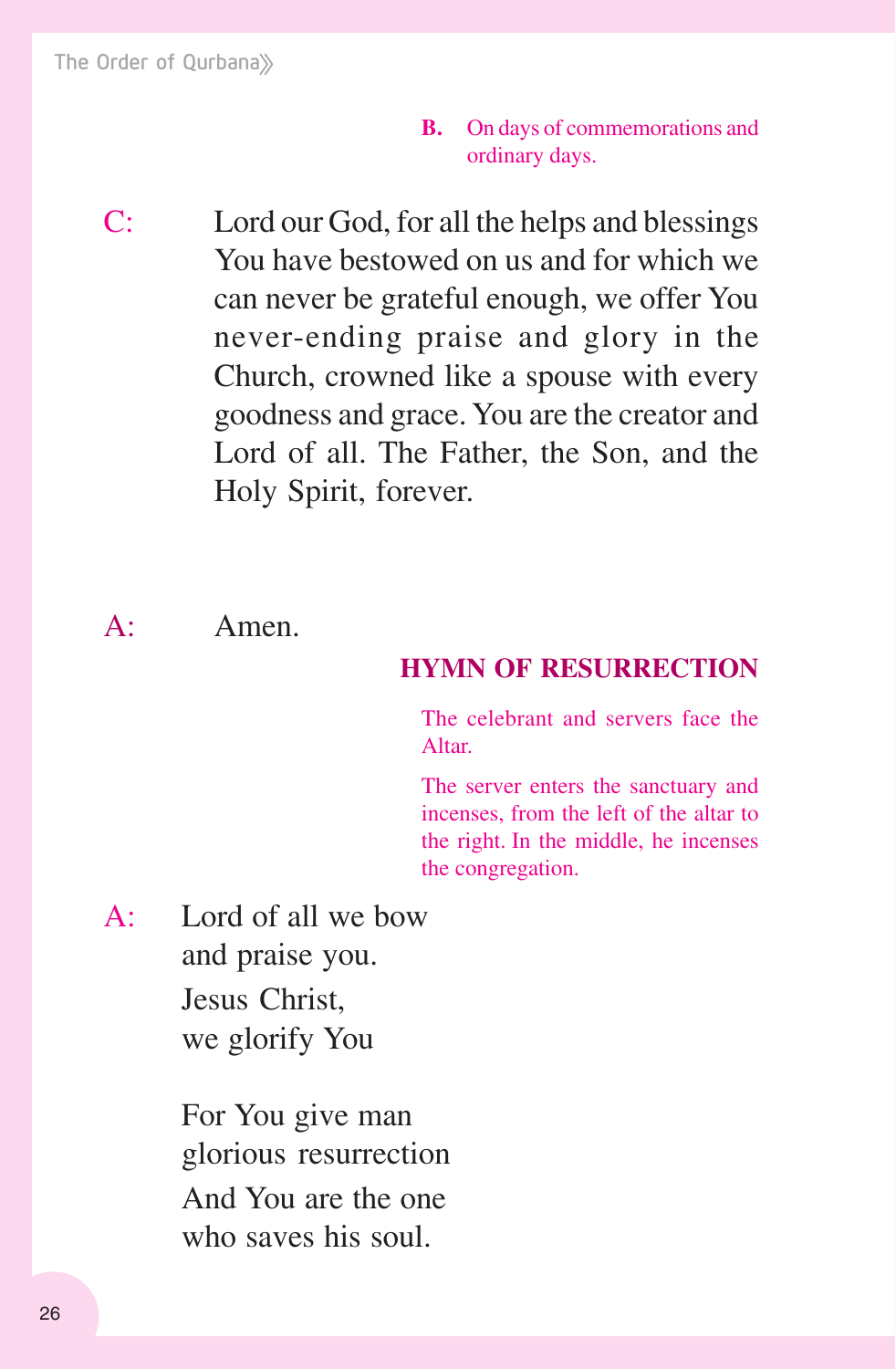**B.** On days of commemorations and ordinary days.

C: Lord our God, for all the helps and blessings You have bestowed on us and for which we can never be grateful enough, we offer You never-ending praise and glory in the Church, crowned like a spouse with every goodness and grace. You are the creator and Lord of all. The Father, the Son, and the Holy Spirit, forever.

A: Amen.

## HYMN OF RESURRECTION

*The celebrant and servers face the Altar.*

*The server enters the sanctuary and incenses, from the left of the altar to the right. In the middle, he incenses the congregation.*

A: Lord of all we bow  
and praise you.  
Jesus Christ,  
we glorify You

For You give man  
glorious resurrection  
And You are the one  
who saves his soul.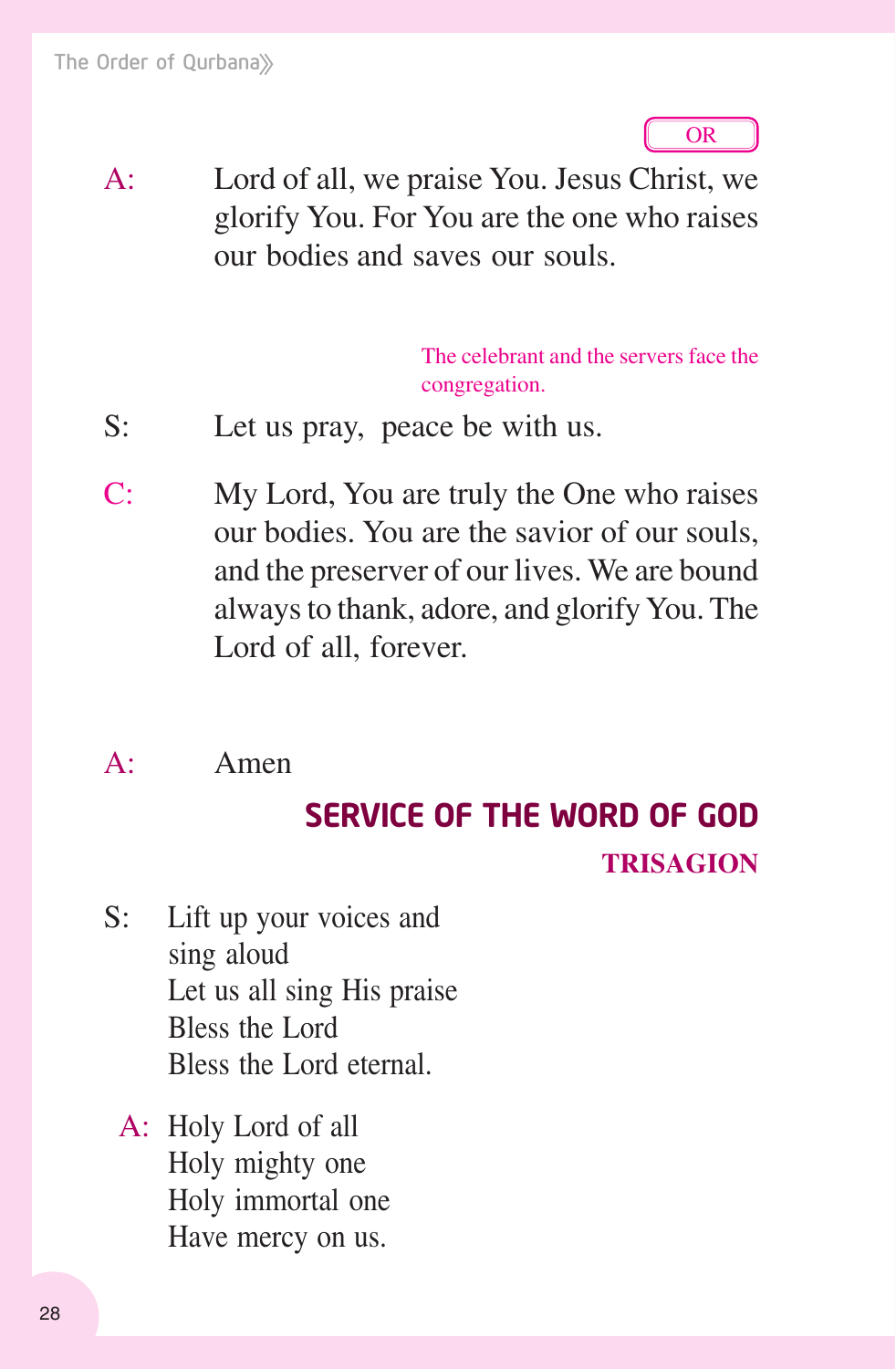OR

A: Lord of all, we praise You. Jesus Christ, we glorify You. For You are the one who raises our bodies and saves our souls.

*The celebrant and the servers face the congregation.*

S: Let us pray, peace be with us.

C: My Lord, You are truly the One who raises our bodies. You are the savior of our souls, and the preserver of our lives. We are bound always to thank, adore, and glorify You. The Lord of all, forever.

A: Amen

## SERVICE OF THE WORD OF GOD

### TRISAGION

S: Lift up your voices and  
sing aloud  
Let us all sing His praise  
Bless the Lord  
Bless the Lord eternal.

A: Holy Lord of all  
Holy mighty one  
Holy immortal one  
Have mercy on us.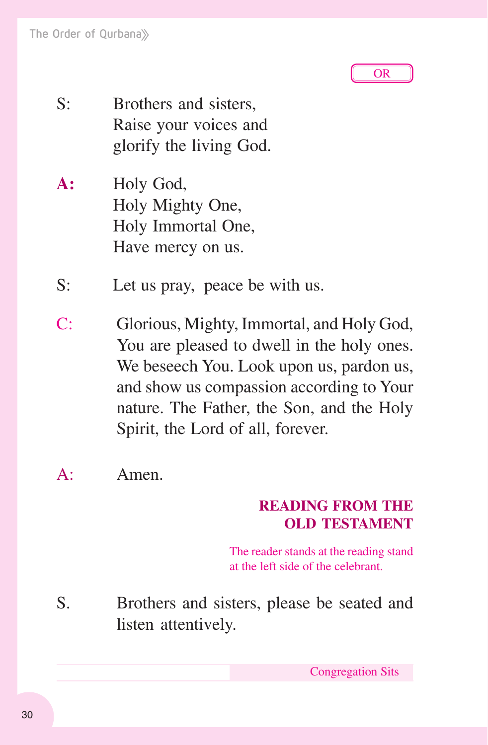OR

S: Brothers and sisters,
Raise your voices and
glorify the living God.

**A:** Holy God,
Holy Mighty One,
Holy Immortal One,
Have mercy on us.

S: Let us pray, peace be with us.

C: Glorious, Mighty, Immortal, and Holy God, You are pleased to dwell in the holy ones. We beseech You. Look upon us, pardon us, and show us compassion according to Your nature. The Father, the Son, and the Holy Spirit, the Lord of all, forever.

A: Amen.

## READING FROM THE OLD TESTAMENT

*The reader stands at the reading stand at the left side of the celebrant.*

S. Brothers and sisters, please be seated and listen attentively.

*Congregation Sits*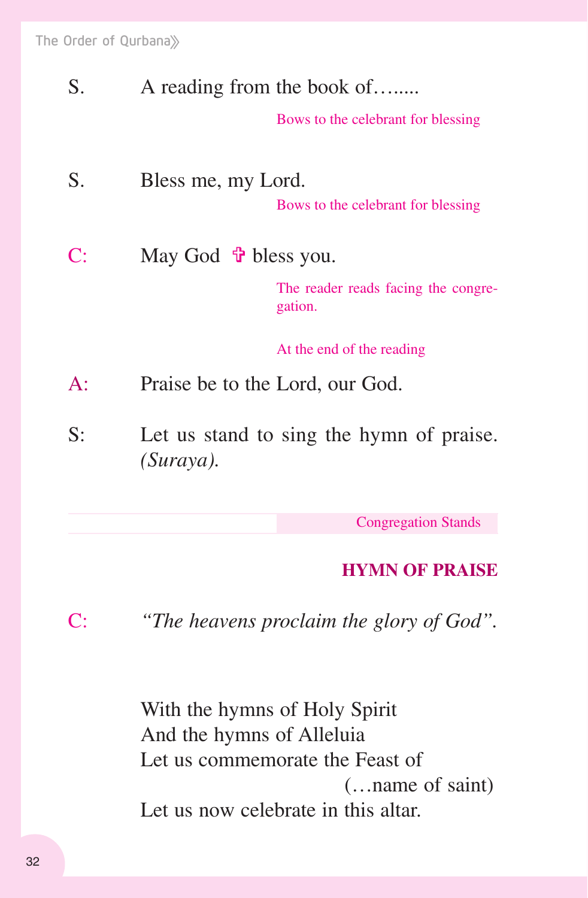S. A reading from the book of….....

*Bows to the celebrant for blessing*

S. Bless me, my Lord.

*Bows to the celebrant for blessing*

C: May God ✠ bless you.

*The reader reads facing the congregation.*

*At the end of the reading*

A: Praise be to the Lord, our God.

S: Let us stand to sing the hymn of praise. *(Suraya).*

*Congregation Stands*

## HYMN OF PRAISE

C: *"The heavens proclaim the glory of God".*

With the hymns of Holy Spirit
And the hymns of Alleluia
Let us commemorate the Feast of
(…name of saint)
Let us now celebrate in this altar.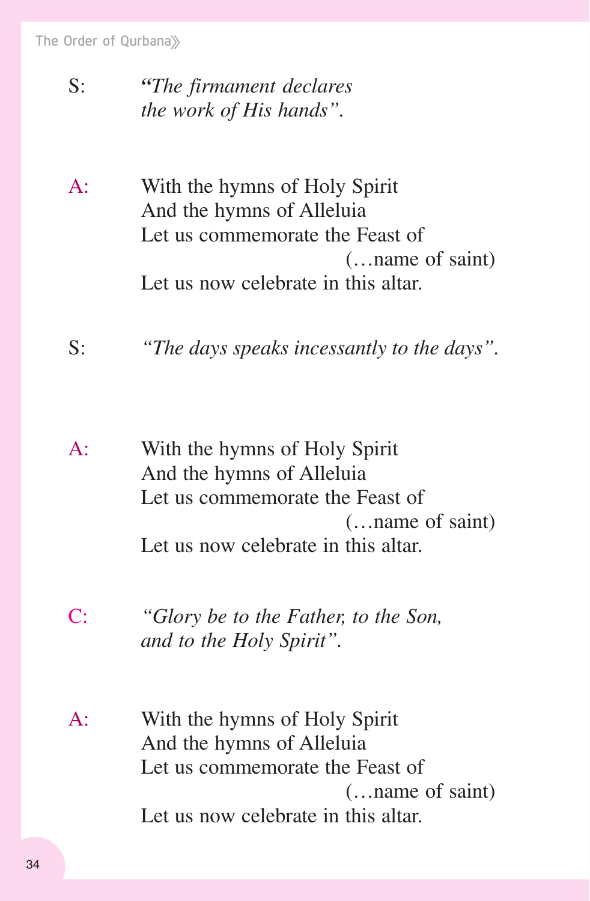S: *"The firmament declares the work of His hands".*

A: With the hymns of Holy Spirit
And the hymns of Alleluia
Let us commemorate the Feast of
(…name of saint)
Let us now celebrate in this altar.

S: *"The days speaks incessantly to the days".*

A: With the hymns of Holy Spirit
And the hymns of Alleluia
Let us commemorate the Feast of
(…name of saint)
Let us now celebrate in this altar.

C: *"Glory be to the Father, to the Son, and to the Holy Spirit".*

A: With the hymns of Holy Spirit
And the hymns of Alleluia
Let us commemorate the Feast of
(…name of saint)
Let us now celebrate in this altar.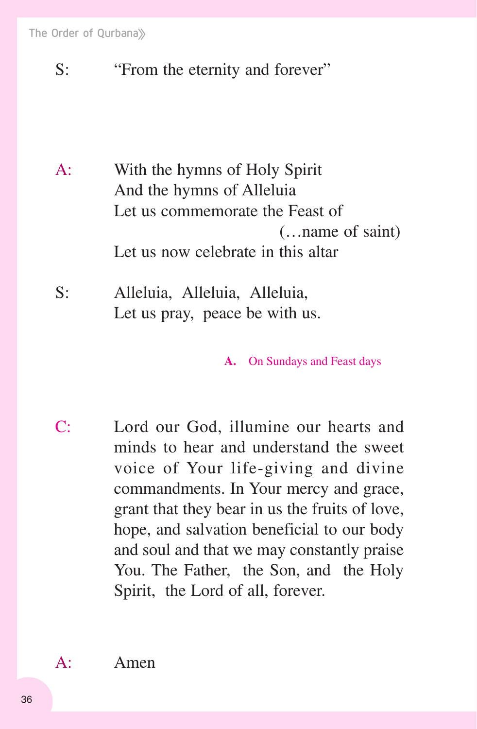S: “From the eternity and forever”

A: With the hymns of Holy Spirit
And the hymns of Alleluia
Let us commemorate the Feast of
(…name of saint)
Let us now celebrate in this altar

S: Alleluia, Alleluia, Alleluia,
Let us pray, peace be with us.

**A.** On Sundays and Feast days

C: Lord our God, illumine our hearts and minds to hear and understand the sweet voice of Your life-giving and divine commandments. In Your mercy and grace, grant that they bear in us the fruits of love, hope, and salvation beneficial to our body and soul and that we may constantly praise You. The Father, the Son, and the Holy Spirit, the Lord of all, forever.

A: Amen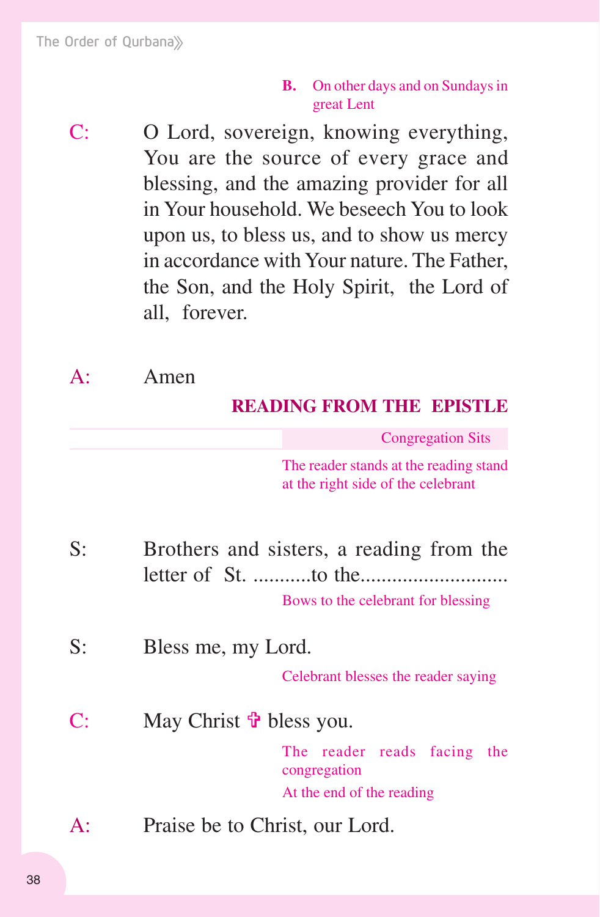**B.** On other days and on Sundays in great Lent

C: O Lord, sovereign, knowing everything, You are the source of every grace and blessing, and the amazing provider for all in Your household. We beseech You to look upon us, to bless us, and to show us mercy in accordance with Your nature. The Father, the Son, and the Holy Spirit, the Lord of all, forever.

A: Amen

## READING FROM THE EPISTLE

*Congregation Sits*

*The reader stands at the reading stand at the right side of the celebrant*

S: Brothers and sisters, a reading from the letter of St. ...........to the...........................

*Bows to the celebrant for blessing*

S: Bless me, my Lord.

*Celebrant blesses the reader saying*

C: May Christ ✠ bless you.

*The reader reads facing the congregation*

*At the end of the reading*

A: Praise be to Christ, our Lord.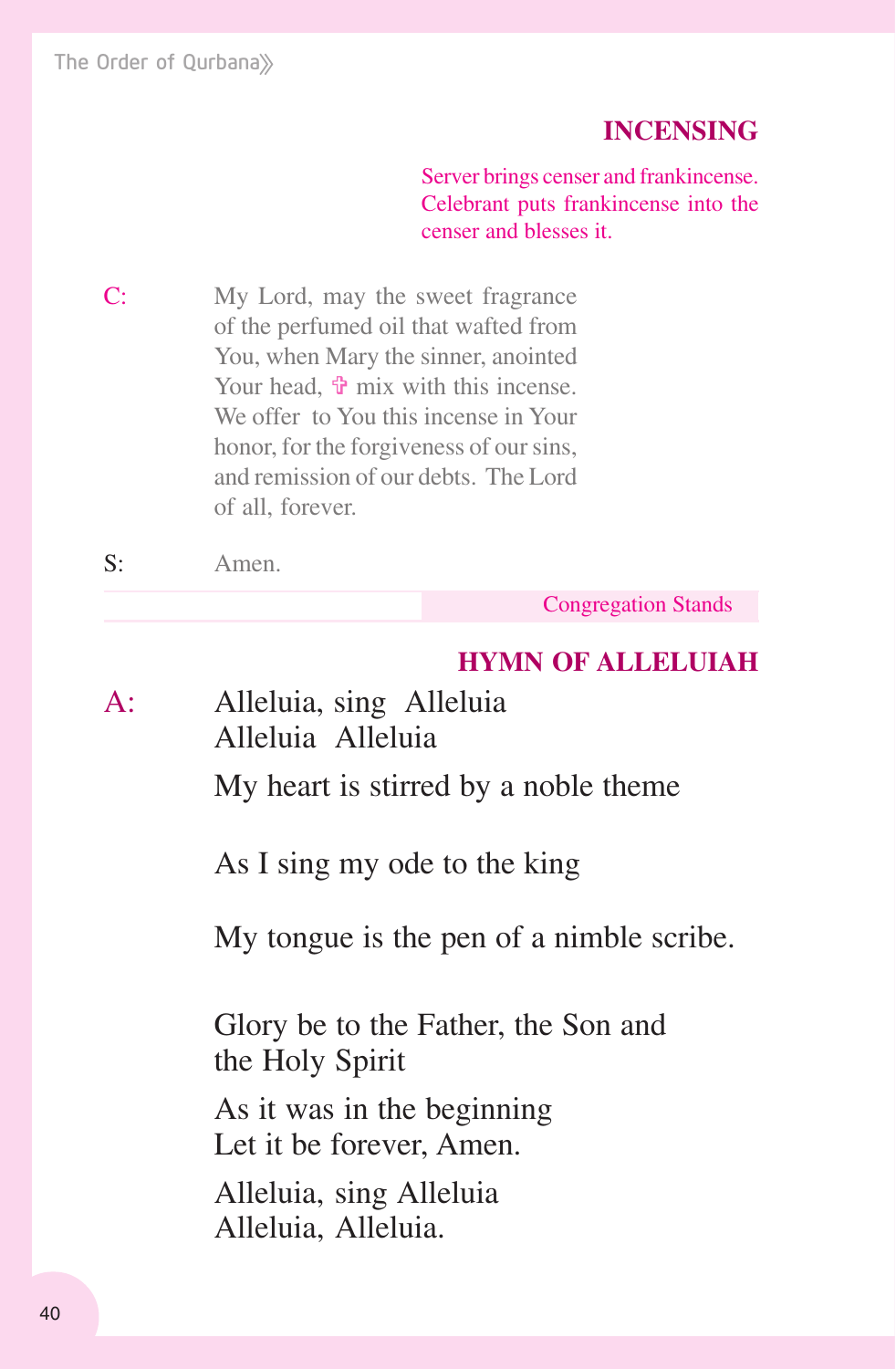## INCENSING

*Server brings censer and frankincense. Celebrant puts frankincense into the censer and blesses it.*

C: My Lord, may the sweet fragrance of the perfumed oil that wafted from You, when Mary the sinner, anointed Your head, ✞ mix with this incense. We offer to You this incense in Your honor, for the forgiveness of our sins, and remission of our debts. The Lord of all, forever.

S: Amen.

*Congregation Stands*

## HYMN OF ALLELUIAH

A: Alleluia, sing Alleluia
Alleluia Alleluia

My heart is stirred by a noble theme

As I sing my ode to the king

My tongue is the pen of a nimble scribe.

Glory be to the Father, the Son and the Holy Spirit

As it was in the beginning
Let it be forever, Amen.

Alleluia, sing Alleluia
Alleluia, Alleluia.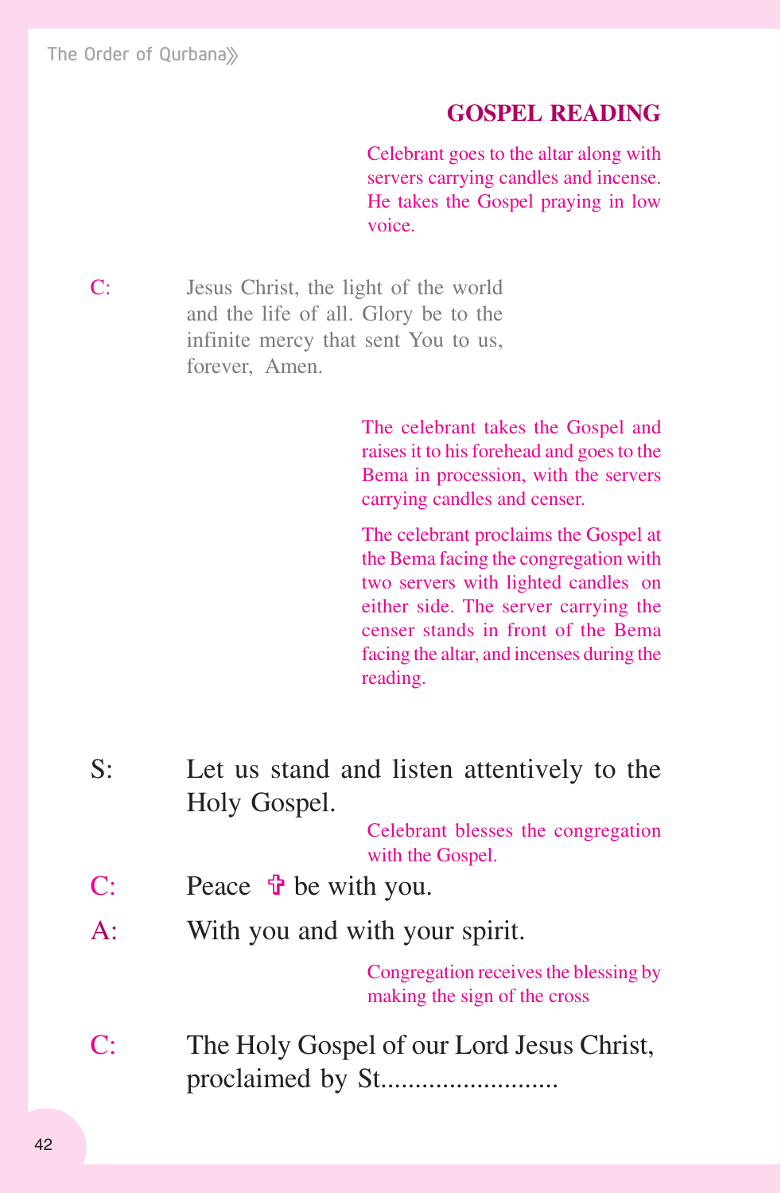## GOSPEL READING

*Celebrant goes to the altar along with servers carrying candles and incense. He takes the Gospel praying in low voice.*

C: Jesus Christ, the light of the world and the life of all. Glory be to the infinite mercy that sent You to us, forever, Amen.

*The celebrant takes the Gospel and raises it to his forehead and goes to the Bema in procession, with the servers carrying candles and censer.*

*The celebrant proclaims the Gospel at the Bema facing the congregation with two servers with lighted candles on either side. The server carrying the censer stands in front of the Bema facing the altar, and incenses during the reading.*

S: Let us stand and listen attentively to the Holy Gospel.

*Celebrant blesses the congregation with the Gospel.*

C: Peace ✠ be with you.

A: With you and with your spirit.

*Congregation receives the blessing by making the sign of the cross*

C: The Holy Gospel of our Lord Jesus Christ, proclaimed by St.........................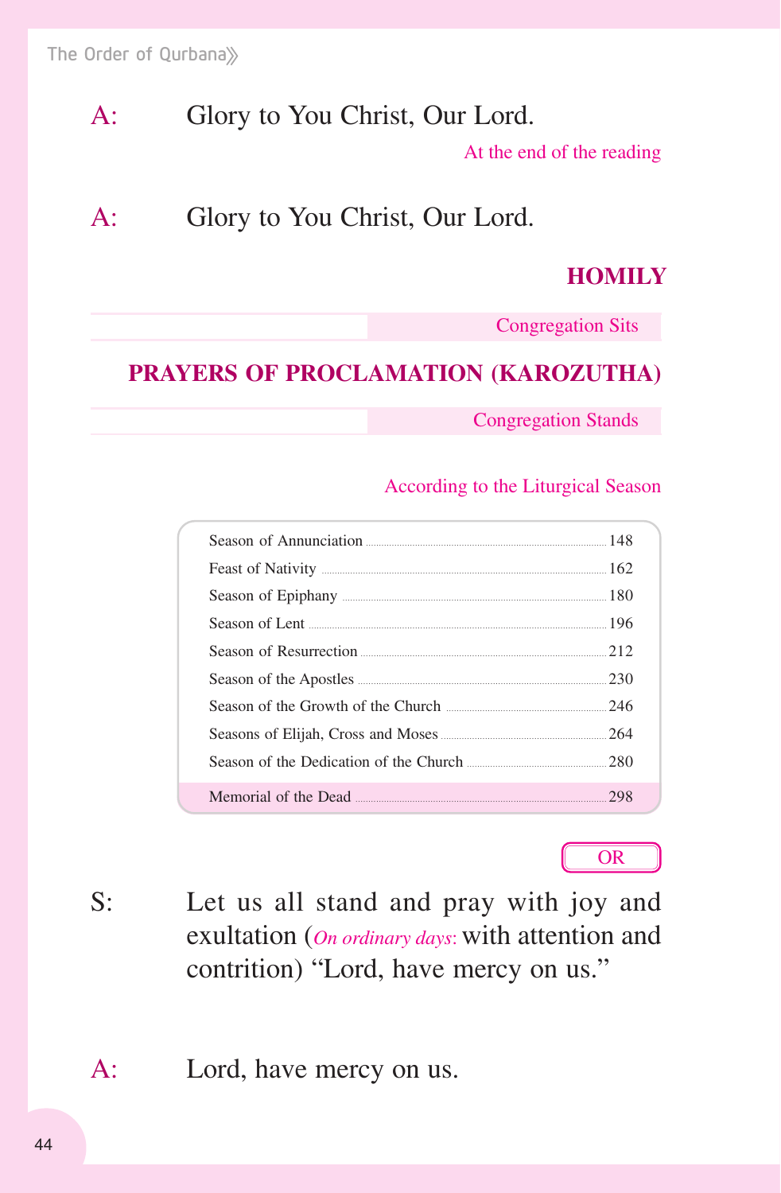A: Glory to You Christ, Our Lord.

*At the end of the reading*

A: Glory to You Christ, Our Lord.

## HOMILY

*Congregation Sits*

## PRAYERS OF PROCLAMATION (KAROZUTHA)

*Congregation Stands*

*According to the Liturgical Season*

| Season | Page |
|---|---|
| Season of Annunciation | 148 |
| Feast of Nativity | 162 |
| Season of Epiphany | 180 |
| Season of Lent | 196 |
| Season of Resurrection | 212 |
| Season of the Apostles | 230 |
| Season of the Growth of the Church | 246 |
| Seasons of Elijah, Cross and Moses | 264 |
| Season of the Dedication of the Church | 280 |
| Memorial of the Dead | 298 |

OR

S: Let us all stand and pray with joy and exultation (*On ordinary days*: with attention and contrition) “Lord, have mercy on us.”

A: Lord, have mercy on us.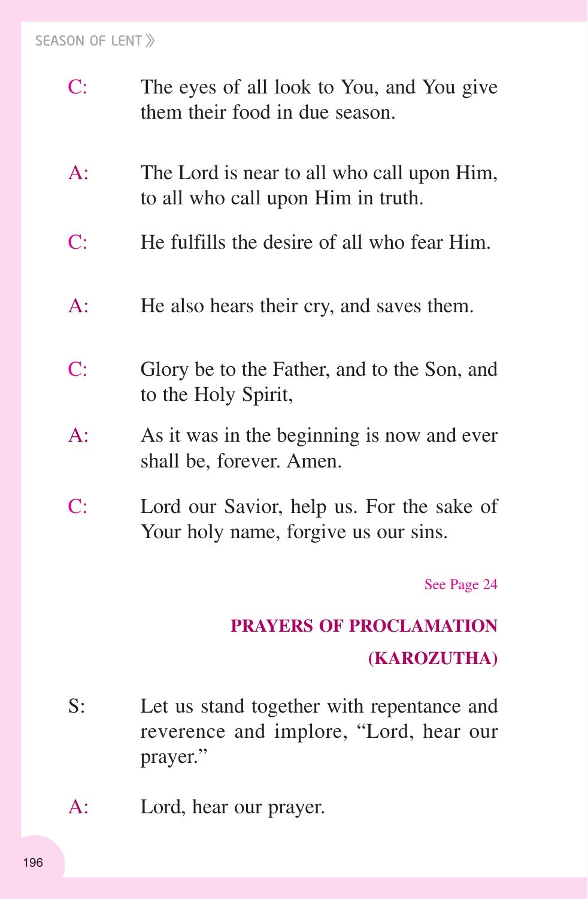C: The eyes of all look to You, and You give them their food in due season.

A: The Lord is near to all who call upon Him, to all who call upon Him in truth.

C: He fulfills the desire of all who fear Him.

A: He also hears their cry, and saves them.

C: Glory be to the Father, and to the Son, and to the Holy Spirit,

A: As it was in the beginning is now and ever shall be, forever. Amen.

C: Lord our Savior, help us. For the sake of Your holy name, forgive us our sins.

See Page 24

## PRAYERS OF PROCLAMATION (KAROZUTHA)

S: Let us stand together with repentance and reverence and implore, "Lord, hear our prayer."

A: Lord, hear our prayer.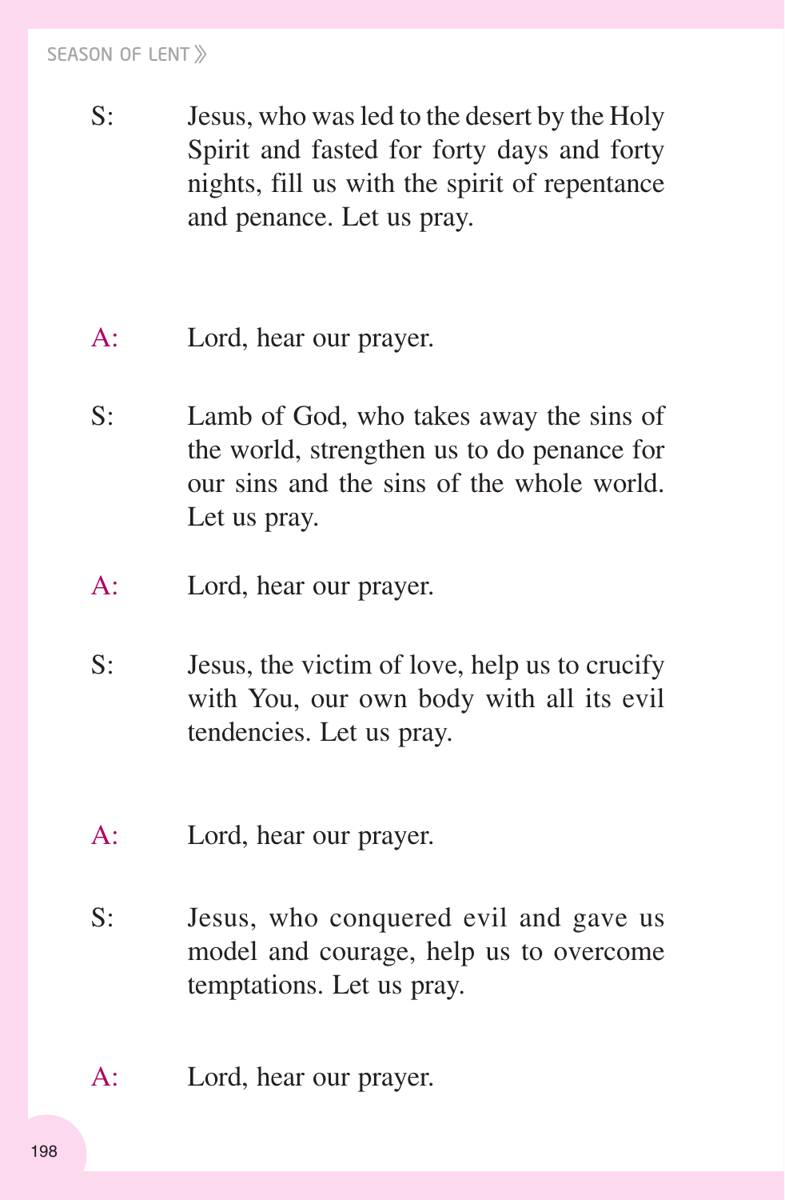S: Jesus, who was led to the desert by the Holy Spirit and fasted for forty days and forty nights, fill us with the spirit of repentance and penance. Let us pray.

A: Lord, hear our prayer.

S: Lamb of God, who takes away the sins of the world, strengthen us to do penance for our sins and the sins of the whole world. Let us pray.

A: Lord, hear our prayer.

S: Jesus, the victim of love, help us to crucify with You, our own body with all its evil tendencies. Let us pray.

A: Lord, hear our prayer.

S: Jesus, who conquered evil and gave us model and courage, help us to overcome temptations. Let us pray.

A: Lord, hear our prayer.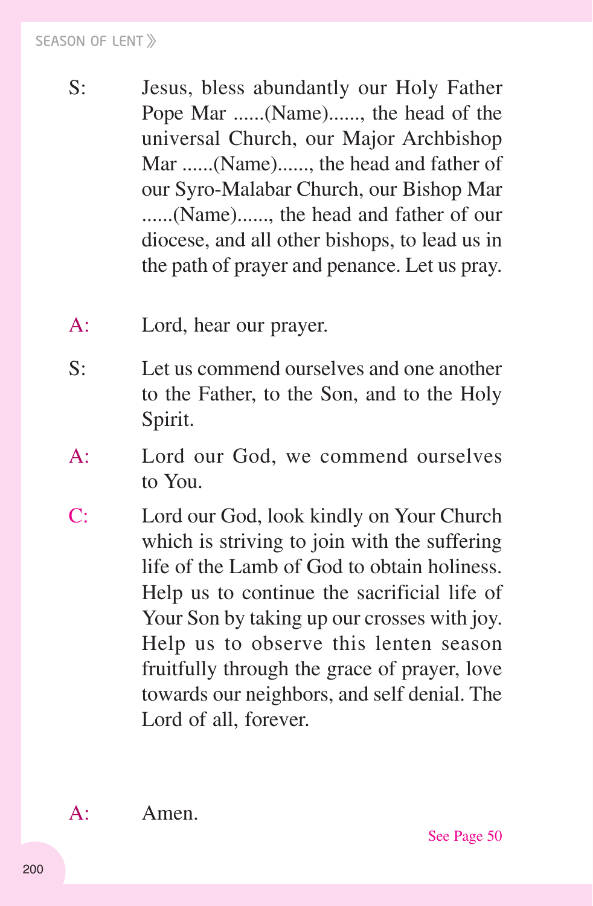S: Jesus, bless abundantly our Holy Father Pope Mar ......(Name)......, the head of the universal Church, our Major Archbishop Mar ......(Name)......, the head and father of our Syro-Malabar Church, our Bishop Mar ......(Name)......, the head and father of our diocese, and all other bishops, to lead us in the path of prayer and penance. Let us pray.

A: Lord, hear our prayer.

S: Let us commend ourselves and one another to the Father, to the Son, and to the Holy Spirit.

A: Lord our God, we commend ourselves to You.

C: Lord our God, look kindly on Your Church which is striving to join with the suffering life of the Lamb of God to obtain holiness. Help us to continue the sacrificial life of Your Son by taking up our crosses with joy. Help us to observe this lenten season fruitfully through the grace of prayer, love towards our neighbors, and self denial. The Lord of all, forever.

A: Amen.

See Page 50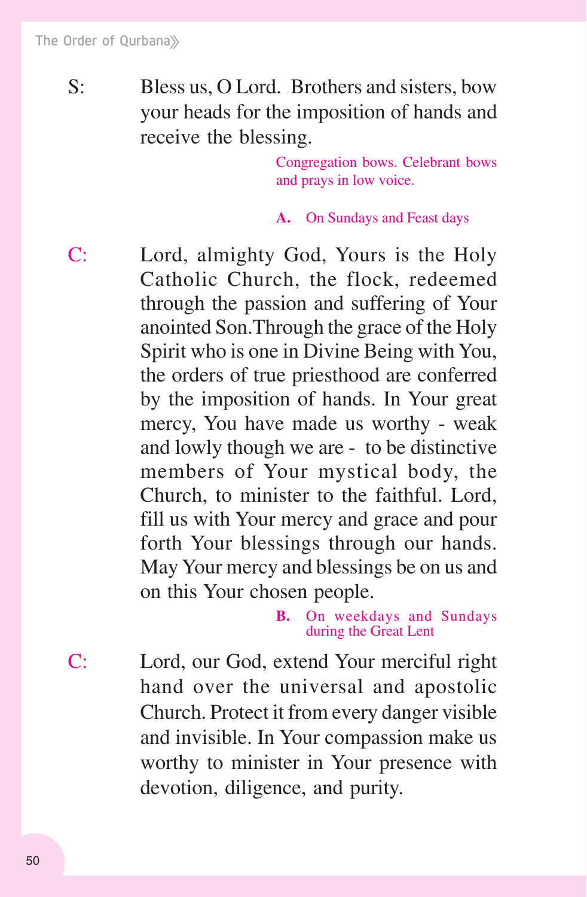S: Bless us, O Lord. Brothers and sisters, bow your heads for the imposition of hands and receive the blessing.

*Congregation bows. Celebrant bows and prays in low voice.*

**A.** *On Sundays and Feast days*

C: Lord, almighty God, Yours is the Holy Catholic Church, the flock, redeemed through the passion and suffering of Your anointed Son.Through the grace of the Holy Spirit who is one in Divine Being with You, the orders of true priesthood are conferred by the imposition of hands. In Your great mercy, You have made us worthy - weak and lowly though we are - to be distinctive members of Your mystical body, the Church, to minister to the faithful. Lord, fill us with Your mercy and grace and pour forth Your blessings through our hands. May Your mercy and blessings be on us and on this Your chosen people.

**B.** *On weekdays and Sundays during the Great Lent*

C: Lord, our God, extend Your merciful right hand over the universal and apostolic Church. Protect it from every danger visible and invisible. In Your compassion make us worthy to minister in Your presence with devotion, diligence, and purity.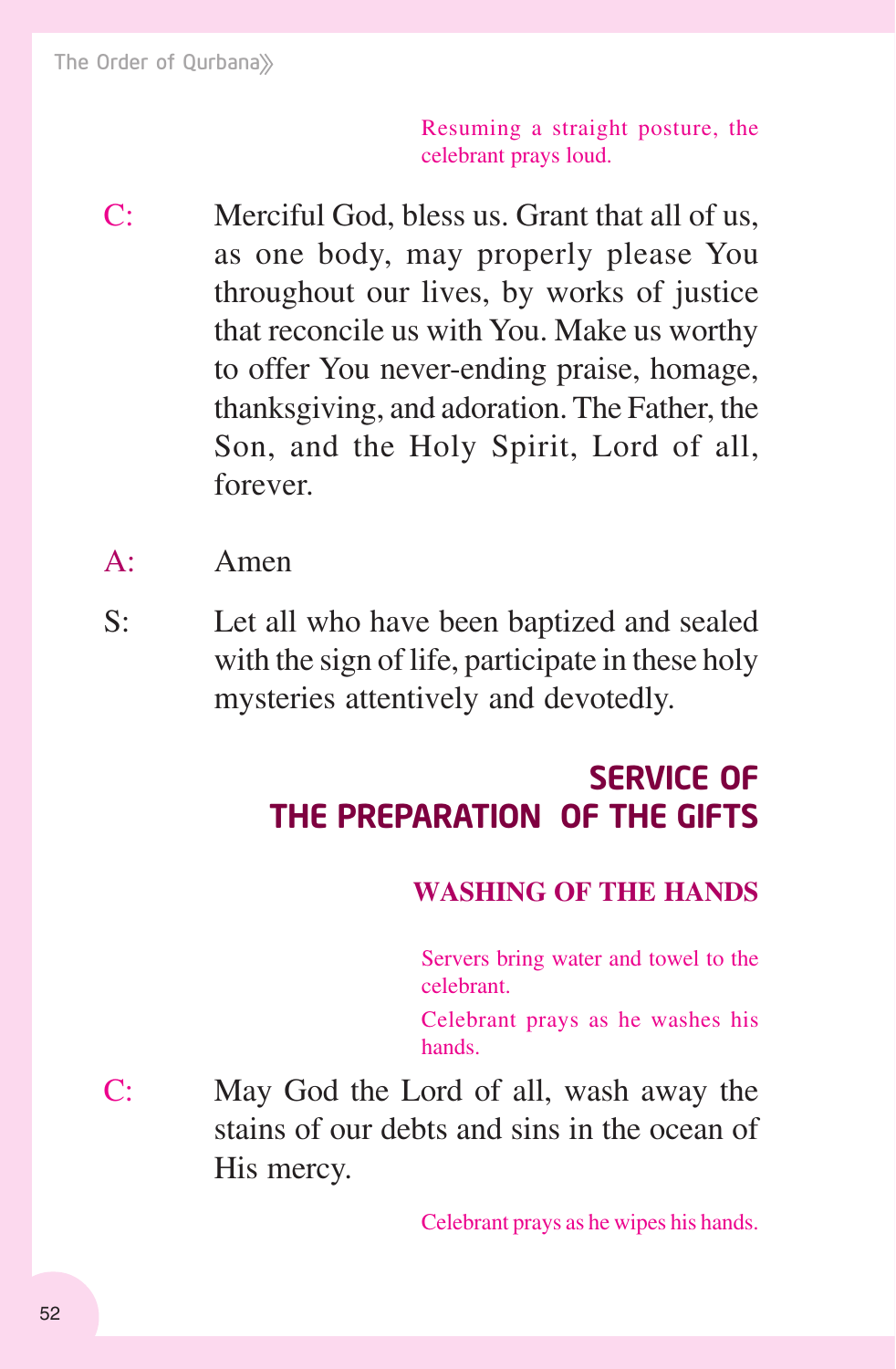*Resuming a straight posture, the celebrant prays loud.*

C: Merciful God, bless us. Grant that all of us, as one body, may properly please You throughout our lives, by works of justice that reconcile us with You. Make us worthy to offer You never-ending praise, homage, thanksgiving, and adoration. The Father, the Son, and the Holy Spirit, Lord of all, forever.

A: Amen

S: Let all who have been baptized and sealed with the sign of life, participate in these holy mysteries attentively and devotedly.

## SERVICE OF THE PREPARATION OF THE GIFTS

### WASHING OF THE HANDS

*Servers bring water and towel to the celebrant.*

*Celebrant prays as he washes his hands.*

C: May God the Lord of all, wash away the stains of our debts and sins in the ocean of His mercy.

*Celebrant prays as he wipes his hands.*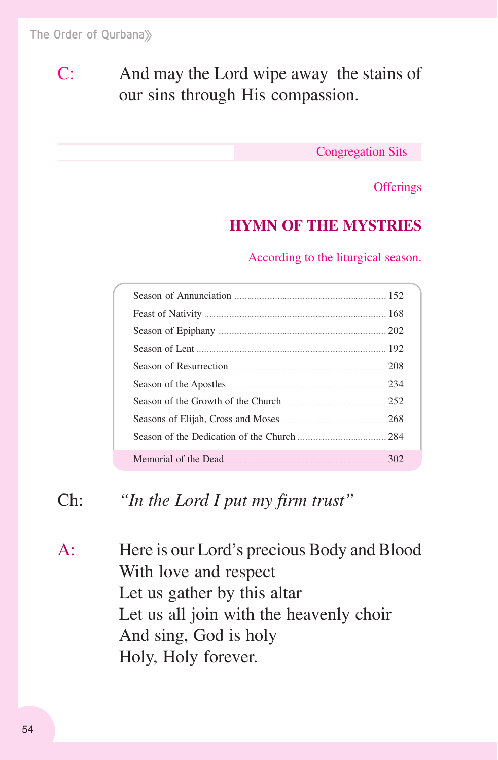C: And may the Lord wipe away the stains of our sins through His compassion.

Congregation Sits

Offerings

## HYMN OF THE MYSTRIES

According to the liturgical season.

| Season | Page |
|---|---|
| Season of Annunciation | 152 |
| Feast of Nativity | 168 |
| Season of Epiphany | 202 |
| Season of Lent | 192 |
| Season of Resurrection | 208 |
| Season of the Apostles | 234 |
| Season of the Growth of the Church | 252 |
| Seasons of Elijah, Cross and Moses | 268 |
| Season of the Dedication of the Church | 284 |
| Memorial of the Dead | 302 |

Ch: *"In the Lord I put my firm trust"*

A: Here is our Lord's precious Body and Blood
With love and respect
Let us gather by this altar
Let us all join with the heavenly choir
And sing, God is holy
Holy, Holy forever.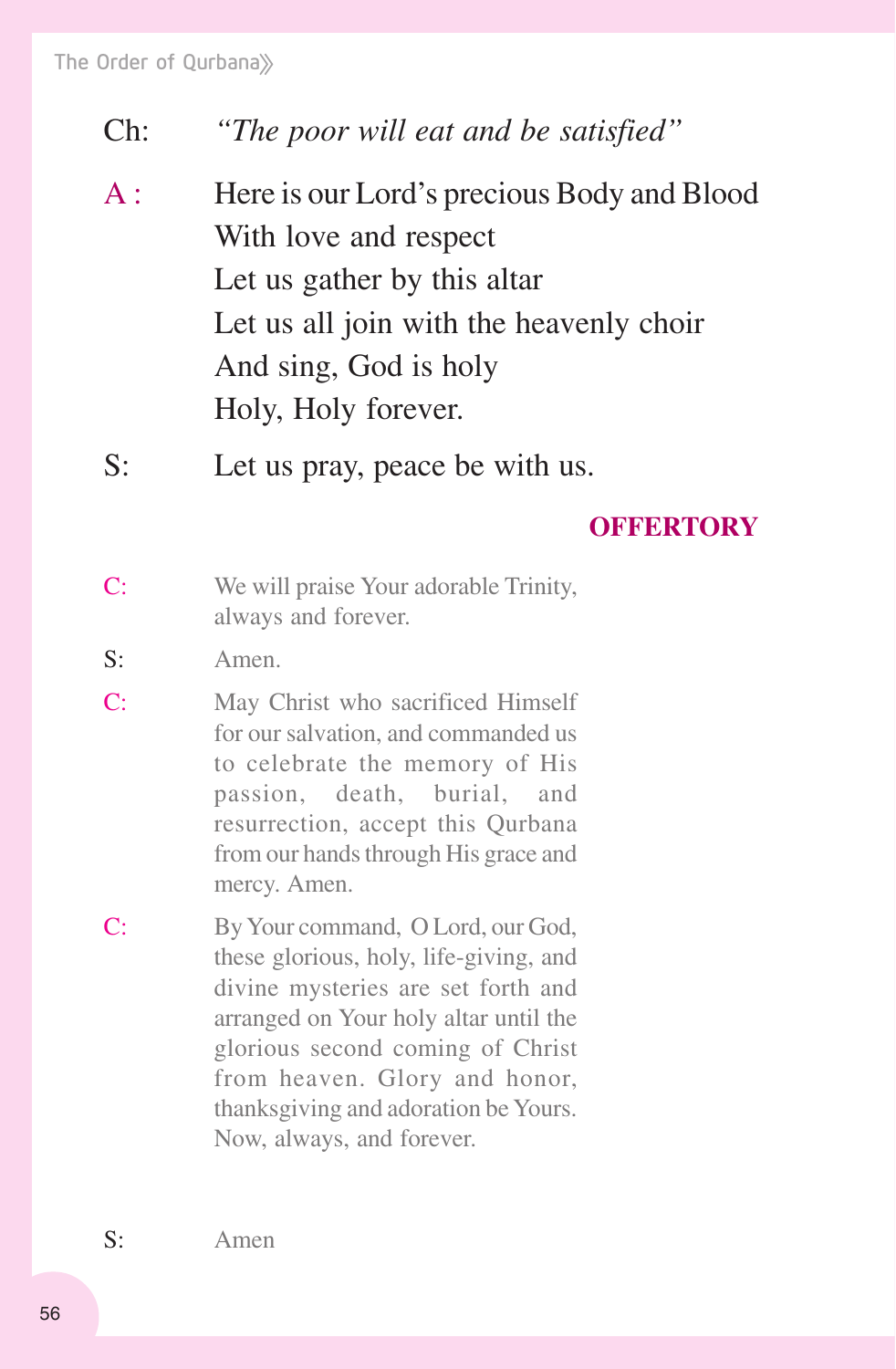Ch: *"The poor will eat and be satisfied"*

A : Here is our Lord's precious Body and Blood
With love and respect
Let us gather by this altar
Let us all join with the heavenly choir
And sing, God is holy
Holy, Holy forever.

S: Let us pray, peace be with us.

## OFFERTORY

C: We will praise Your adorable Trinity, always and forever.

S: Amen.

C: May Christ who sacrificed Himself for our salvation, and commanded us to celebrate the memory of His passion, death, burial, and resurrection, accept this Qurbana from our hands through His grace and mercy. Amen.

C: By Your command, O Lord, our God, these glorious, holy, life-giving, and divine mysteries are set forth and arranged on Your holy altar until the glorious second coming of Christ from heaven. Glory and honor, thanksgiving and adoration be Yours. Now, always, and forever.

S: Amen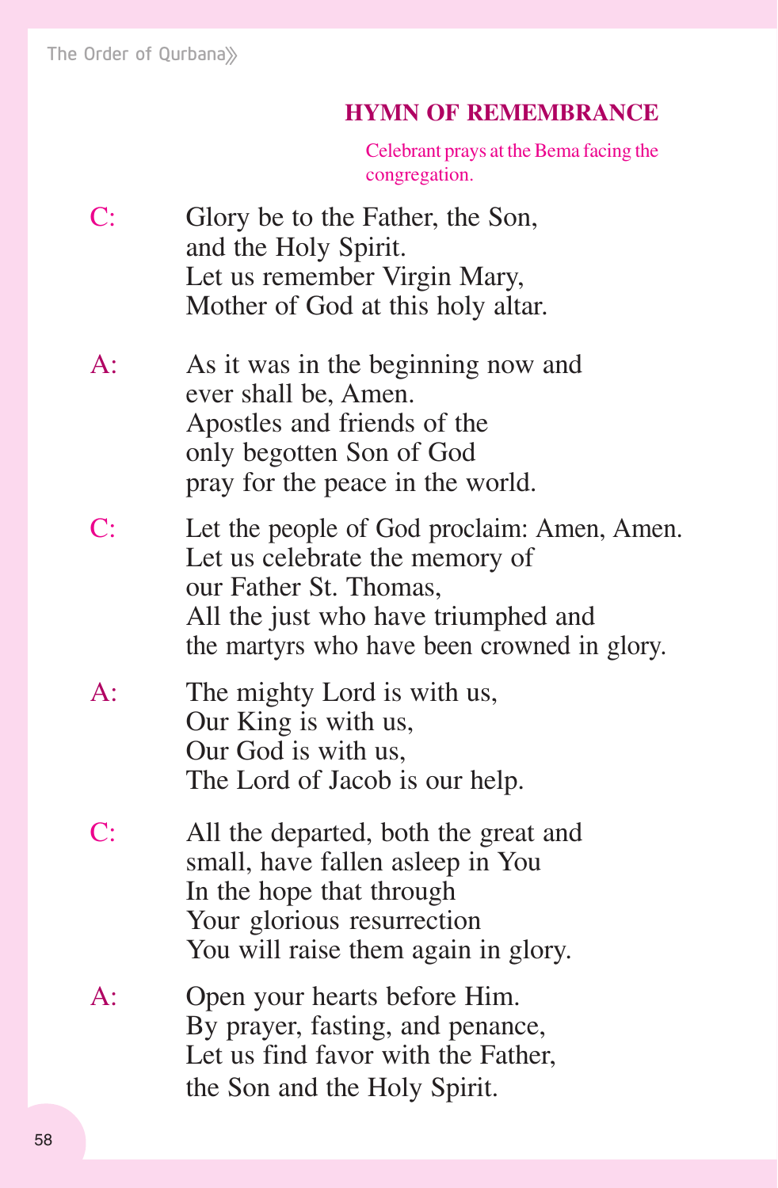## HYMN OF REMEMBRANCE

*Celebrant prays at the Bema facing the congregation.*

C: Glory be to the Father, the Son,
and the Holy Spirit.
Let us remember Virgin Mary,
Mother of God at this holy altar.

A: As it was in the beginning now and
ever shall be, Amen.
Apostles and friends of the
only begotten Son of God
pray for the peace in the world.

C: Let the people of God proclaim: Amen, Amen.
Let us celebrate the memory of
our Father St. Thomas,
All the just who have triumphed and
the martyrs who have been crowned in glory.

A: The mighty Lord is with us,
Our King is with us,
Our God is with us,
The Lord of Jacob is our help.

C: All the departed, both the great and
small, have fallen asleep in You
In the hope that through
Your glorious resurrection
You will raise them again in glory.

A: Open your hearts before Him.
By prayer, fasting, and penance,
Let us find favor with the Father,
the Son and the Holy Spirit.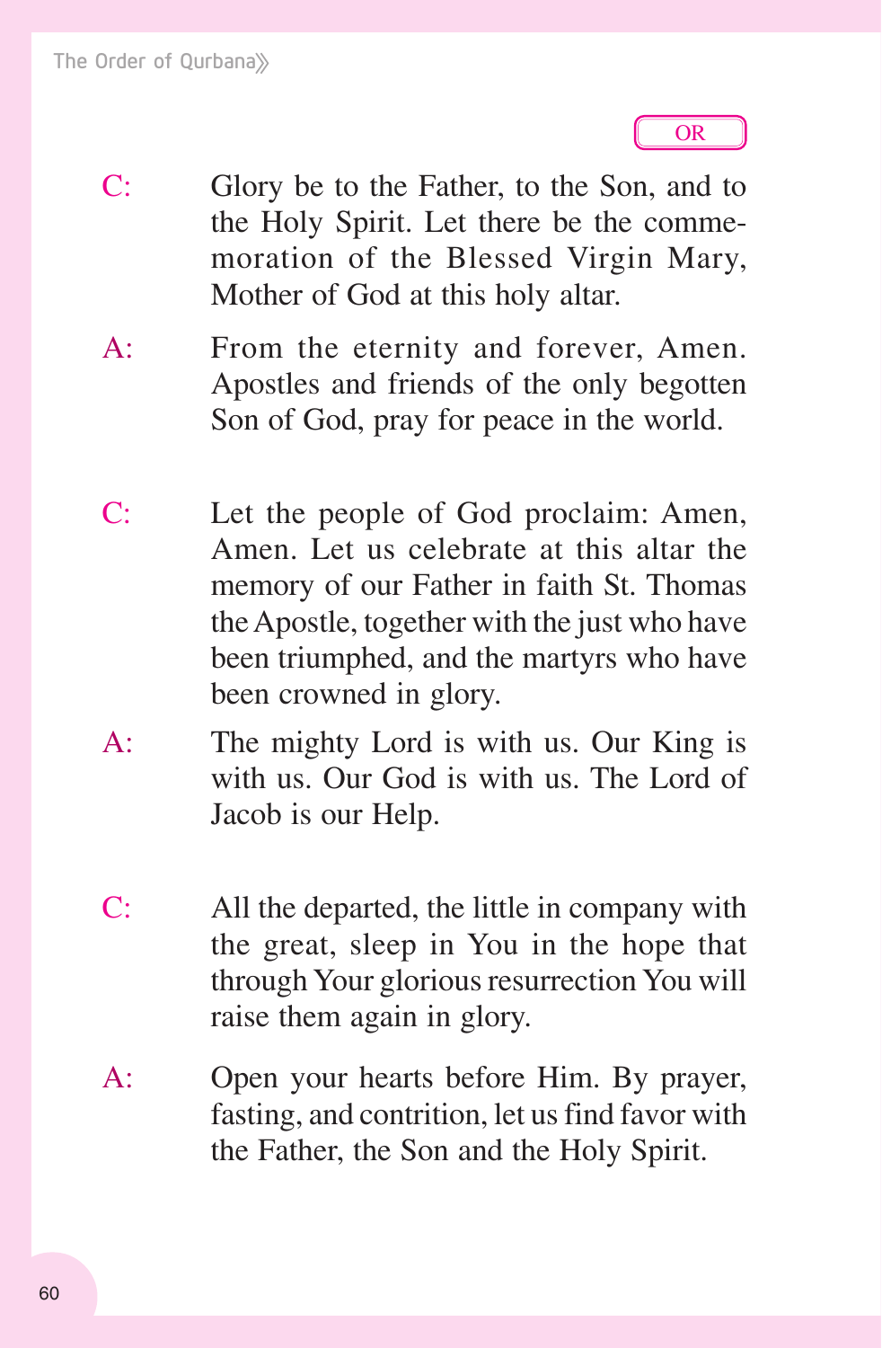OR

C: Glory be to the Father, to the Son, and to the Holy Spirit. Let there be the commemoration of the Blessed Virgin Mary, Mother of God at this holy altar.

A: From the eternity and forever, Amen. Apostles and friends of the only begotten Son of God, pray for peace in the world.

C: Let the people of God proclaim: Amen, Amen. Let us celebrate at this altar the memory of our Father in faith St. Thomas the Apostle, together with the just who have been triumphed, and the martyrs who have been crowned in glory.

A: The mighty Lord is with us. Our King is with us. Our God is with us. The Lord of Jacob is our Help.

C: All the departed, the little in company with the great, sleep in You in the hope that through Your glorious resurrection You will raise them again in glory.

A: Open your hearts before Him. By prayer, fasting, and contrition, let us find favor with the Father, the Son and the Holy Spirit.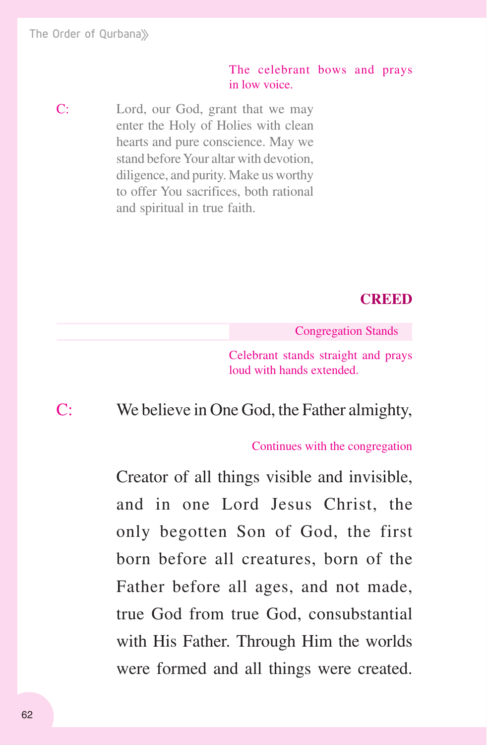*The celebrant bows and prays in low voice.*

C: Lord, our God, grant that we may enter the Holy of Holies with clean hearts and pure conscience. May we stand before Your altar with devotion, diligence, and purity. Make us worthy to offer You sacrifices, both rational and spiritual in true faith.

## CREED

*Congregation Stands*

*Celebrant stands straight and prays loud with hands extended.*

C: We believe in One God, the Father almighty,

*Continues with the congregation*

Creator of all things visible and invisible, and in one Lord Jesus Christ, the only begotten Son of God, the first born before all creatures, born of the Father before all ages, and not made, true God from true God, consubstantial with His Father. Through Him the worlds were formed and all things were created.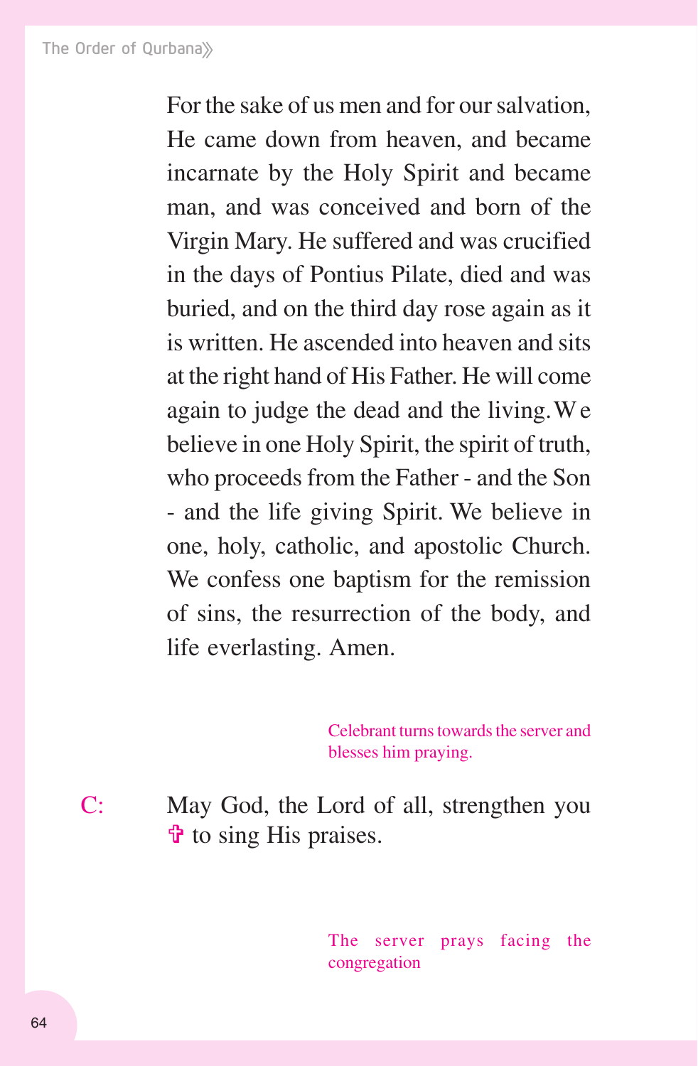For the sake of us men and for our salvation, He came down from heaven, and became incarnate by the Holy Spirit and became man, and was conceived and born of the Virgin Mary. He suffered and was crucified in the days of Pontius Pilate, died and was buried, and on the third day rose again as it is written. He ascended into heaven and sits at the right hand of His Father. He will come again to judge the dead and the living. We believe in one Holy Spirit, the spirit of truth, who proceeds from the Father - and the Son - and the life giving Spirit. We believe in one, holy, catholic, and apostolic Church. We confess one baptism for the remission of sins, the resurrection of the body, and life everlasting. Amen.

*Celebrant turns towards the server and blesses him praying.*

C: May God, the Lord of all, strengthen you ✝ to sing His praises.

*The server prays facing the congregation*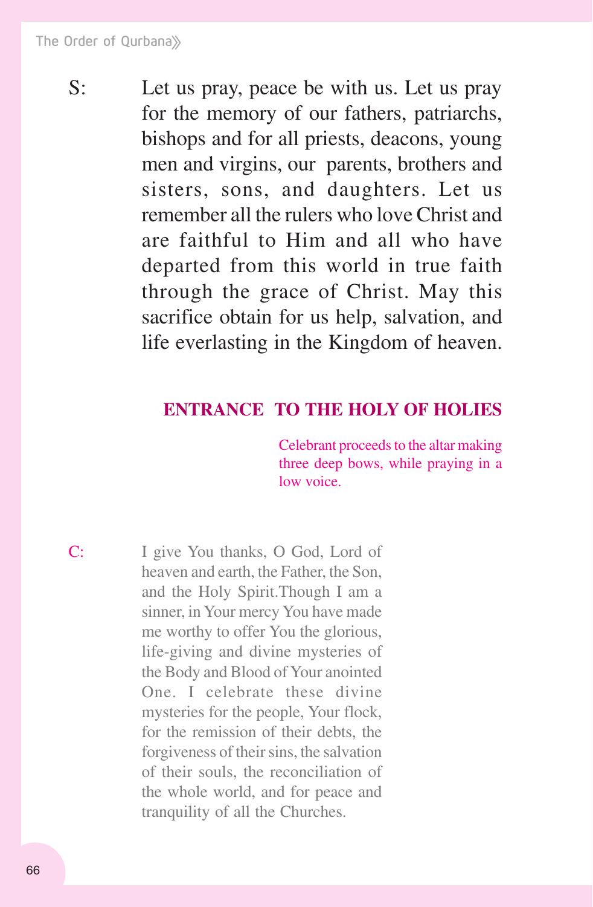S: Let us pray, peace be with us. Let us pray for the memory of our fathers, patriarchs, bishops and for all priests, deacons, young men and virgins, our parents, brothers and sisters, sons, and daughters. Let us remember all the rulers who love Christ and are faithful to Him and all who have departed from this world in true faith through the grace of Christ. May this sacrifice obtain for us help, salvation, and life everlasting in the Kingdom of heaven.

## ENTRANCE TO THE HOLY OF HOLIES

*Celebrant proceeds to the altar making three deep bows, while praying in a low voice.*

C: I give You thanks, O God, Lord of heaven and earth, the Father, the Son, and the Holy Spirit.Though I am a sinner, in Your mercy You have made me worthy to offer You the glorious, life-giving and divine mysteries of the Body and Blood of Your anointed One. I celebrate these divine mysteries for the people, Your flock, for the remission of their debts, the forgiveness of their sins, the salvation of their souls, the reconciliation of the whole world, and for peace and tranquility of all the Churches.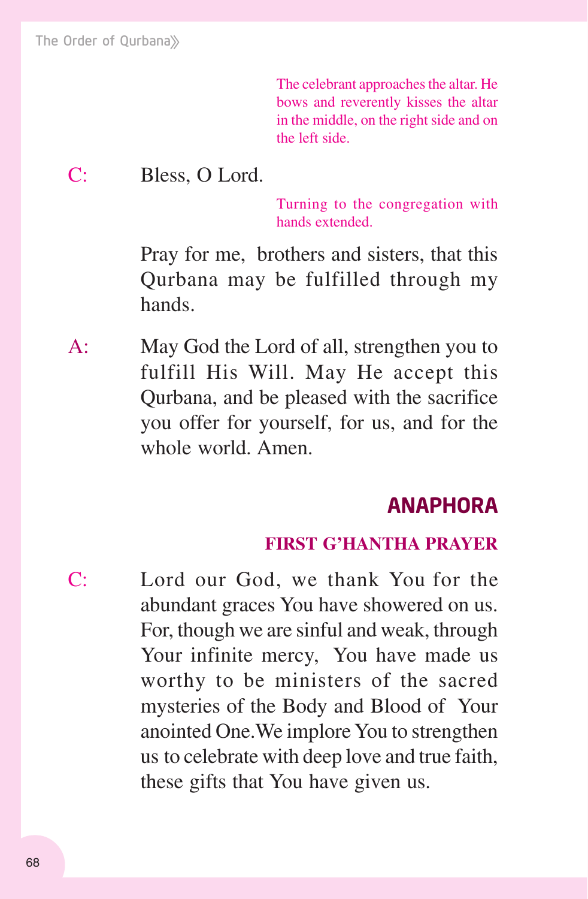*The celebrant approaches the altar. He bows and reverently kisses the altar in the middle, on the right side and on the left side.*

C: Bless, O Lord.

*Turning to the congregation with hands extended.*

Pray for me, brothers and sisters, that this Qurbana may be fulfilled through my hands.

A: May God the Lord of all, strengthen you to fulfill His Will. May He accept this Qurbana, and be pleased with the sacrifice you offer for yourself, for us, and for the whole world. Amen.

## ANAPHORA

### FIRST G'HANTHA PRAYER

C: Lord our God, we thank You for the abundant graces You have showered on us. For, though we are sinful and weak, through Your infinite mercy, You have made us worthy to be ministers of the sacred mysteries of the Body and Blood of Your anointed One.We implore You to strengthen us to celebrate with deep love and true faith, these gifts that You have given us.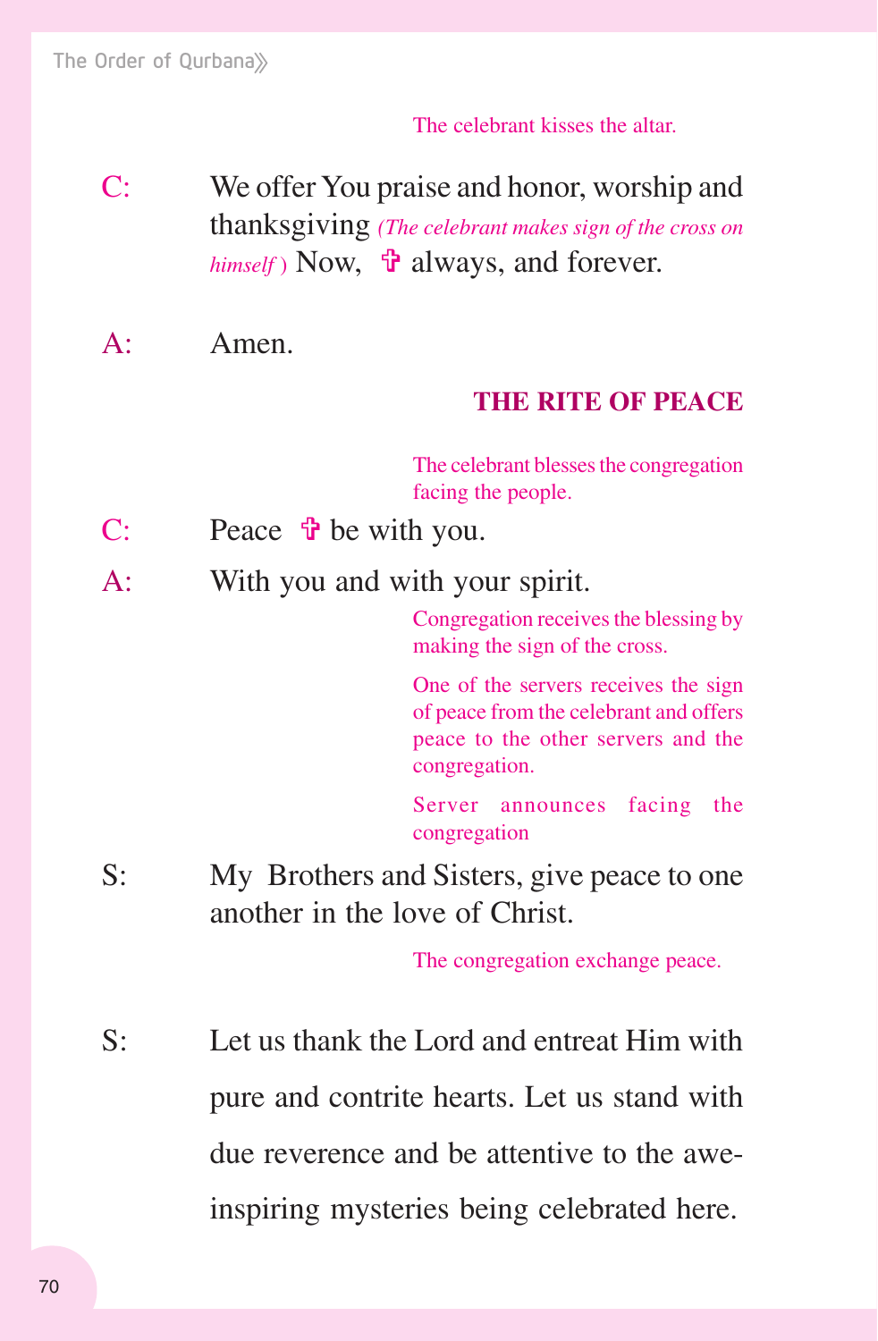*The celebrant kisses the altar.*

C: We offer You praise and honor, worship and thanksgiving *(The celebrant makes sign of the cross on himself )* Now, ✞ always, and forever.

A: Amen.

## THE RITE OF PEACE

*The celebrant blesses the congregation facing the people.*

C: Peace ✞ be with you.

A: With you and with your spirit.

*Congregation receives the blessing by making the sign of the cross.*

*One of the servers receives the sign of peace from the celebrant and offers peace to the other servers and the congregation.*

*Server announces facing the congregation*

S: My Brothers and Sisters, give peace to one another in the love of Christ.

*The congregation exchange peace.*

S: Let us thank the Lord and entreat Him with pure and contrite hearts. Let us stand with due reverence and be attentive to the awe-inspiring mysteries being celebrated here.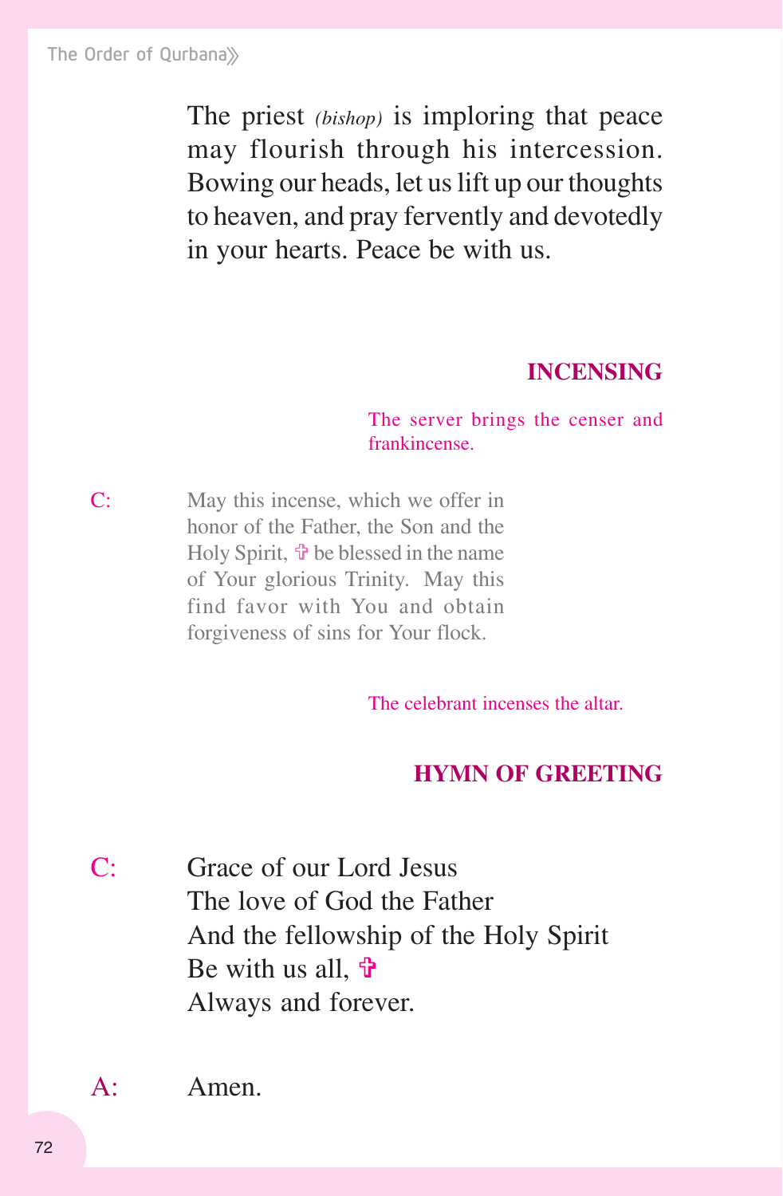The priest *(bishop)* is imploring that peace may flourish through his intercession. Bowing our heads, let us lift up our thoughts to heaven, and pray fervently and devotedly in your hearts. Peace be with us.

## INCENSING

*The server brings the censer and frankincense.*

C: May this incense, which we offer in honor of the Father, the Son and the Holy Spirit, ✠ be blessed in the name of Your glorious Trinity. May this find favor with You and obtain forgiveness of sins for Your flock.

*The celebrant incenses the altar.*

## HYMN OF GREETING

C: Grace of our Lord Jesus
The love of God the Father
And the fellowship of the Holy Spirit
Be with us all, ✠
Always and forever.

A: Amen.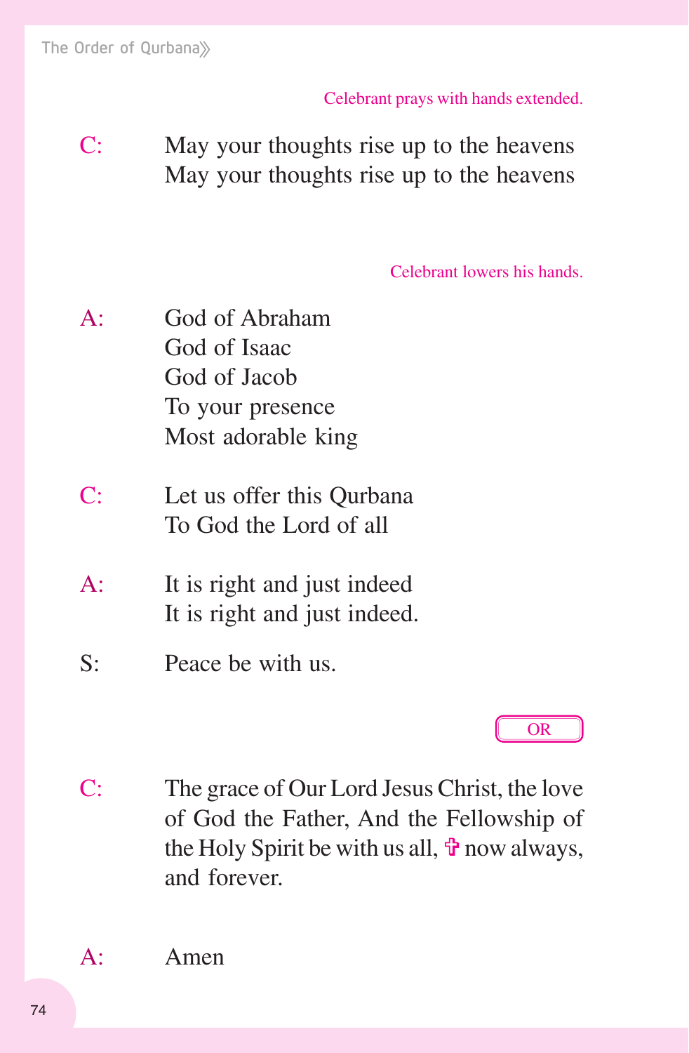*Celebrant prays with hands extended.*

C: May your thoughts rise up to the heavens
May your thoughts rise up to the heavens

*Celebrant lowers his hands.*

A: God of Abraham
God of Isaac
God of Jacob
To your presence
Most adorable king

C: Let us offer this Qurbana
To God the Lord of all

A: It is right and just indeed
It is right and just indeed.

S: Peace be with us.

OR

C: The grace of Our Lord Jesus Christ, the love of God the Father, And the Fellowship of the Holy Spirit be with us all, ✠ now always, and forever.

A: Amen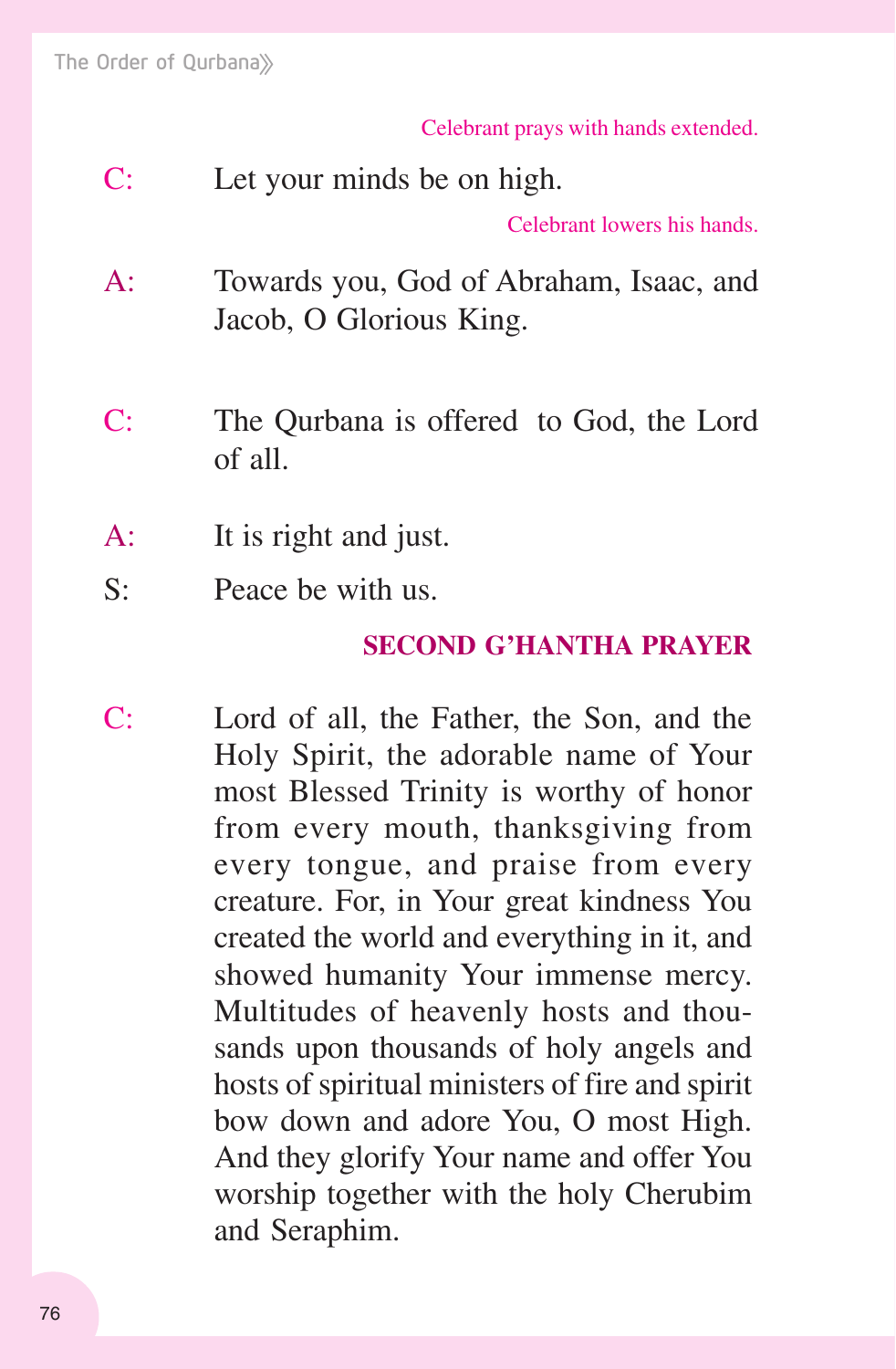*Celebrant prays with hands extended.*

C: Let your minds be on high.

*Celebrant lowers his hands.*

A: Towards you, God of Abraham, Isaac, and Jacob, O Glorious King.

C: The Qurbana is offered to God, the Lord of all.

A: It is right and just.

S: Peace be with us.

### SECOND G'HANTHA PRAYER

C: Lord of all, the Father, the Son, and the Holy Spirit, the adorable name of Your most Blessed Trinity is worthy of honor from every mouth, thanksgiving from every tongue, and praise from every creature. For, in Your great kindness You created the world and everything in it, and showed humanity Your immense mercy. Multitudes of heavenly hosts and thousands upon thousands of holy angels and hosts of spiritual ministers of fire and spirit bow down and adore You, O most High. And they glorify Your name and offer You worship together with the holy Cherubim and Seraphim.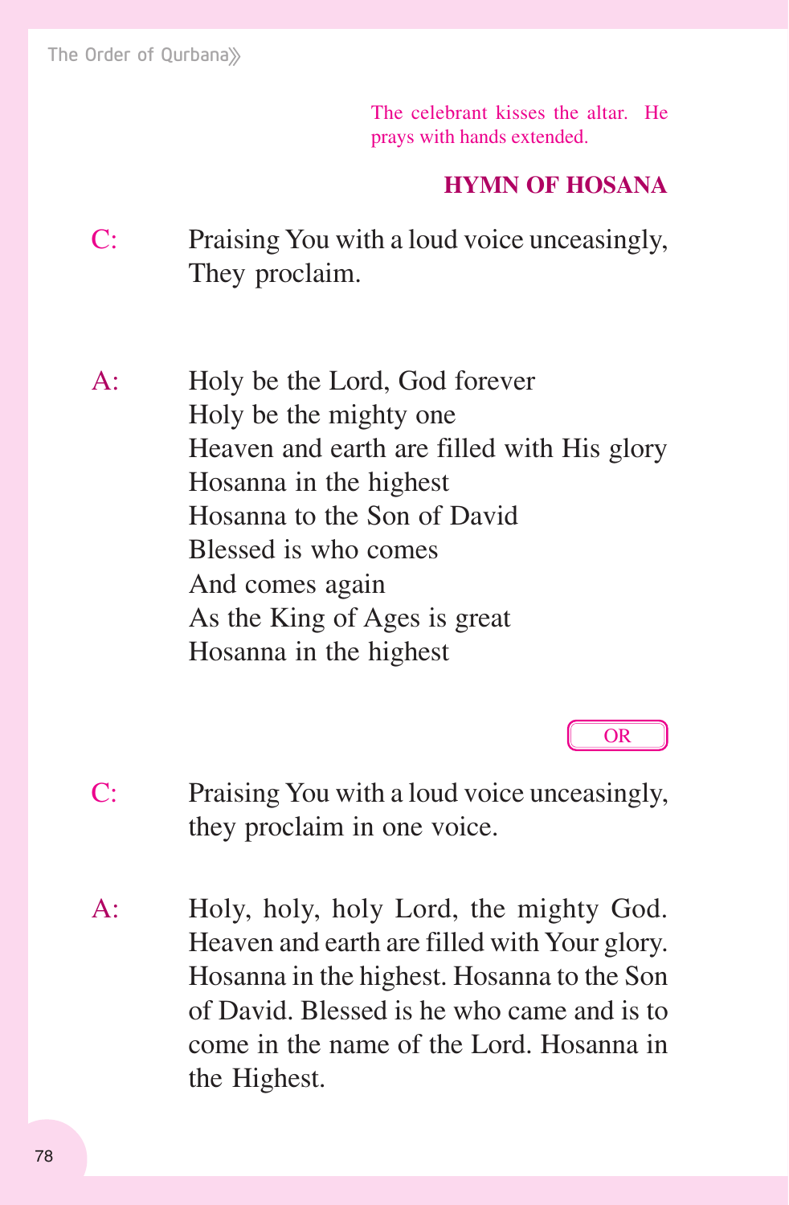*The celebrant kisses the altar. He prays with hands extended.*

### HYMN OF HOSANA

C: Praising You with a loud voice unceasingly, They proclaim.

A: Holy be the Lord, God forever
Holy be the mighty one
Heaven and earth are filled with His glory
Hosanna in the highest
Hosanna to the Son of David
Blessed is who comes
And comes again
As the King of Ages is great
Hosanna in the highest

OR

C: Praising You with a loud voice unceasingly, they proclaim in one voice.

A: Holy, holy, holy Lord, the mighty God. Heaven and earth are filled with Your glory. Hosanna in the highest. Hosanna to the Son of David. Blessed is he who came and is to come in the name of the Lord. Hosanna in the Highest.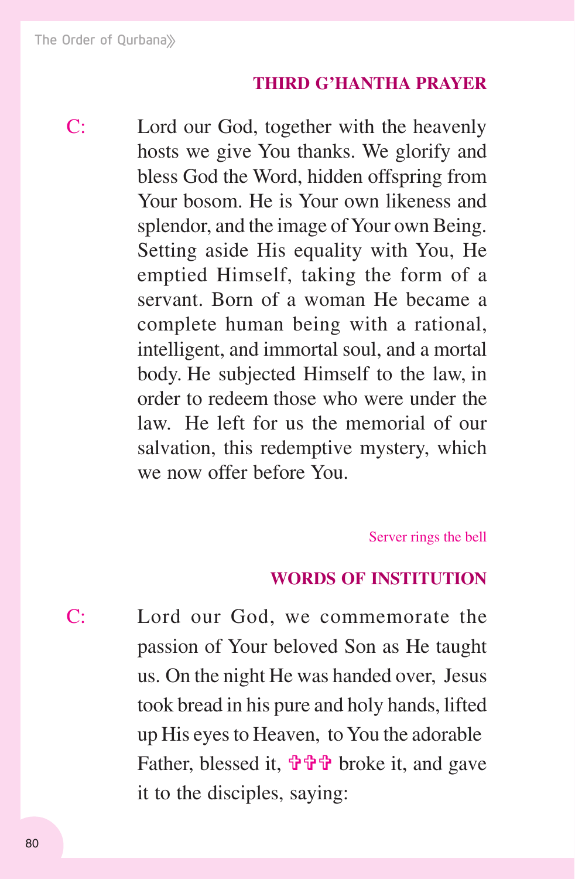### THIRD G'HANTHA PRAYER

C: Lord our God, together with the heavenly hosts we give You thanks. We glorify and bless God the Word, hidden offspring from Your bosom. He is Your own likeness and splendor, and the image of Your own Being. Setting aside His equality with You, He emptied Himself, taking the form of a servant. Born of a woman He became a complete human being with a rational, intelligent, and immortal soul, and a mortal body. He subjected Himself to the law, in order to redeem those who were under the law. He left for us the memorial of our salvation, this redemptive mystery, which we now offer before You.

*Server rings the bell*

### WORDS OF INSTITUTION

C: Lord our God, we commemorate the passion of Your beloved Son as He taught us. On the night He was handed over, Jesus took bread in his pure and holy hands, lifted up His eyes to Heaven, to You the adorable Father, blessed it, ✞✞✞ broke it, and gave it to the disciples, saying: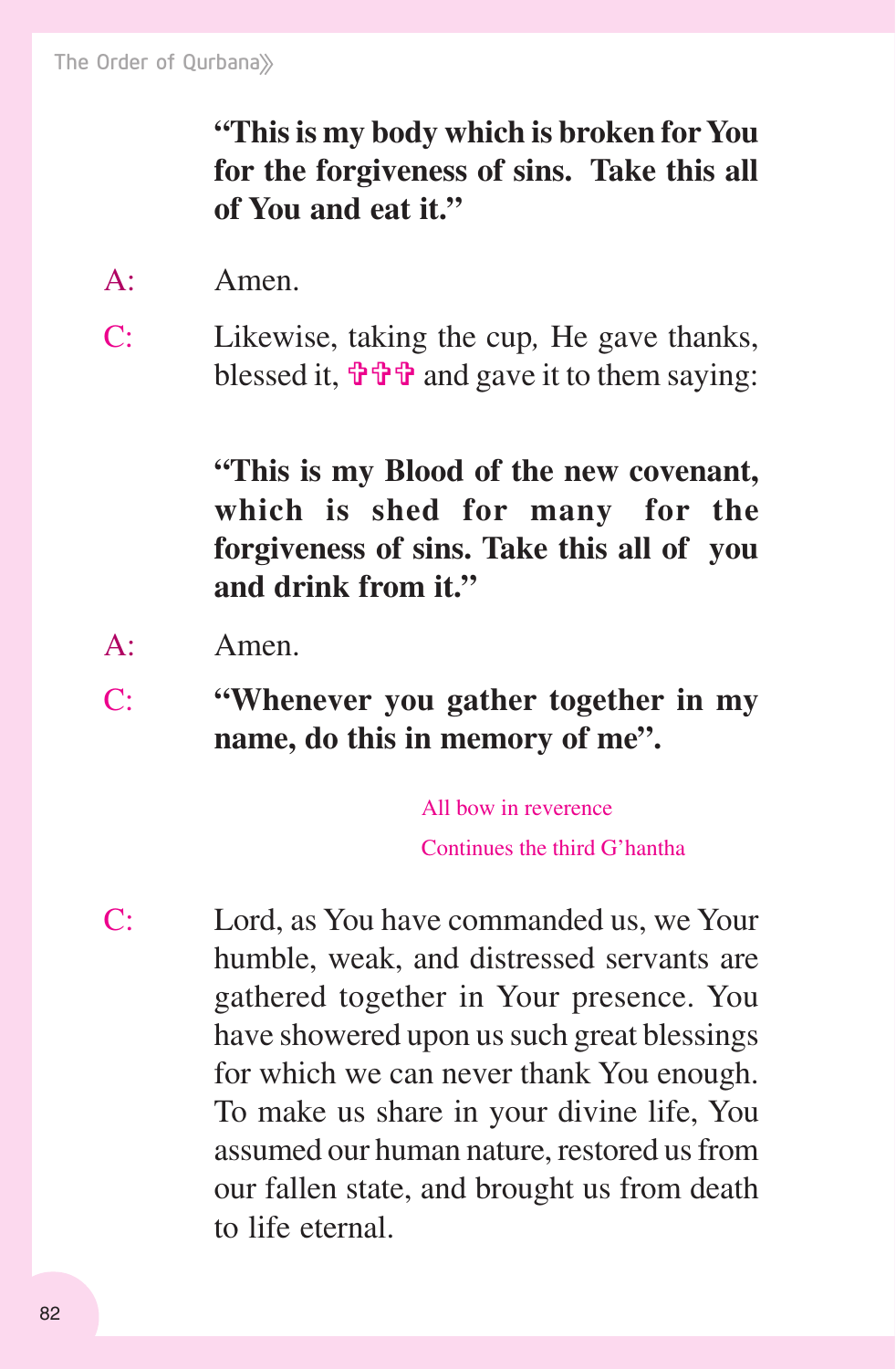**"This is my body which is broken for You for the forgiveness of sins. Take this all of You and eat it."**

A: Amen.

C: Likewise, taking the cup, He gave thanks, blessed it, ✠✠✠ and gave it to them saying:

**"This is my Blood of the new covenant, which is shed for many for the forgiveness of sins. Take this all of you and drink from it."**

A: Amen.

C: **"Whenever you gather together in my name, do this in memory of me".**

*All bow in reverence*

*Continues the third G'hantha*

C: Lord, as You have commanded us, we Your humble, weak, and distressed servants are gathered together in Your presence. You have showered upon us such great blessings for which we can never thank You enough. To make us share in your divine life, You assumed our human nature, restored us from our fallen state, and brought us from death to life eternal.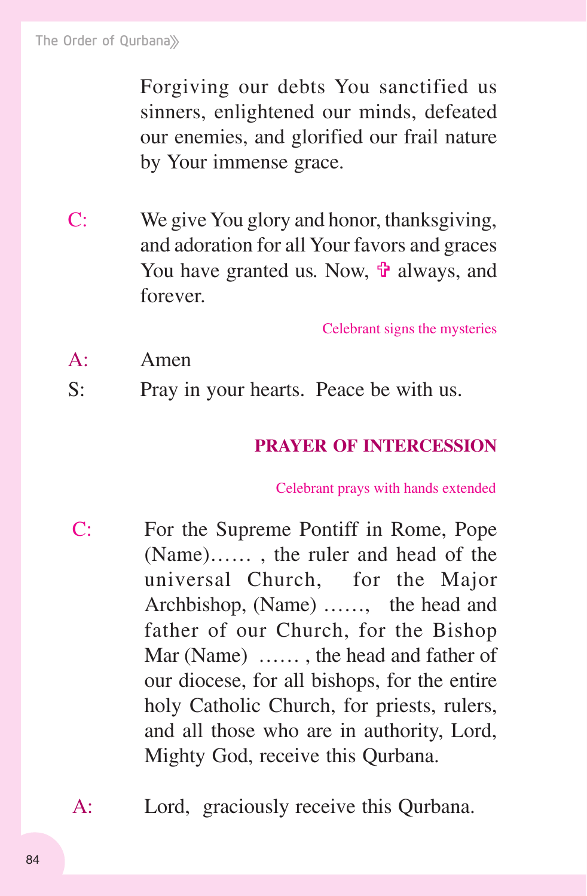Forgiving our debts You sanctified us sinners, enlightened our minds, defeated our enemies, and glorified our frail nature by Your immense grace.

C: We give You glory and honor, thanksgiving, and adoration for all Your favors and graces You have granted us. Now, ✞ always, and forever.

*Celebrant signs the mysteries*

A: Amen

S: Pray in your hearts. Peace be with us.

## PRAYER OF INTERCESSION

*Celebrant prays with hands extended*

C: For the Supreme Pontiff in Rome, Pope (Name)...... , the ruler and head of the universal Church, for the Major Archbishop, (Name) ......, the head and father of our Church, for the Bishop Mar (Name) ...... , the head and father of our diocese, for all bishops, for the entire holy Catholic Church, for priests, rulers, and all those who are in authority, Lord, Mighty God, receive this Qurbana.

A: Lord, graciously receive this Qurbana.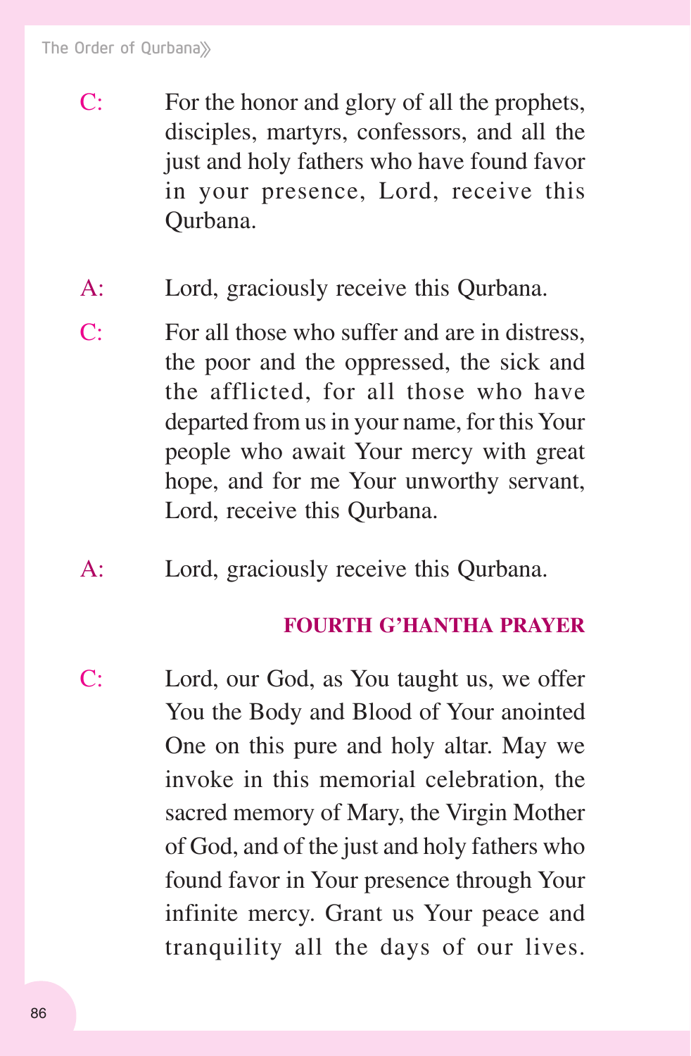C: For the honor and glory of all the prophets, disciples, martyrs, confessors, and all the just and holy fathers who have found favor in your presence, Lord, receive this Qurbana.

A: Lord, graciously receive this Qurbana.

C: For all those who suffer and are in distress, the poor and the oppressed, the sick and the afflicted, for all those who have departed from us in your name, for this Your people who await Your mercy with great hope, and for me Your unworthy servant, Lord, receive this Qurbana.

A: Lord, graciously receive this Qurbana.

### FOURTH G'HANTHA PRAYER

C: Lord, our God, as You taught us, we offer You the Body and Blood of Your anointed One on this pure and holy altar. May we invoke in this memorial celebration, the sacred memory of Mary, the Virgin Mother of God, and of the just and holy fathers who found favor in Your presence through Your infinite mercy. Grant us Your peace and tranquility all the days of our lives.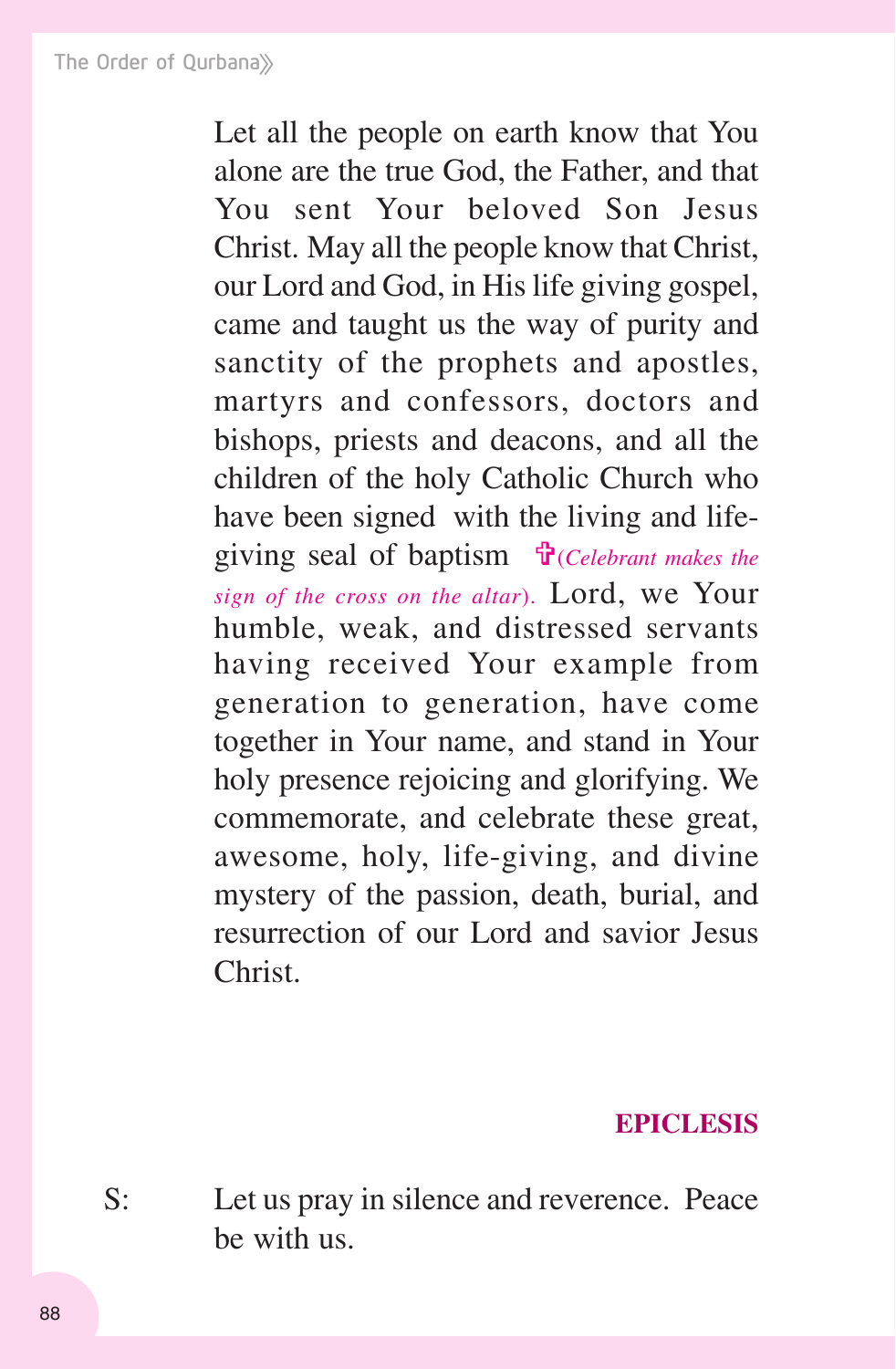Let all the people on earth know that You alone are the true God, the Father, and that You sent Your beloved Son Jesus Christ. May all the people know that Christ, our Lord and God, in His life giving gospel, came and taught us the way of purity and sanctity of the prophets and apostles, martyrs and confessors, doctors and bishops, priests and deacons, and all the children of the holy Catholic Church who have been signed with the living and life-giving seal of baptism ✞*(Celebrant makes the sign of the cross on the altar).* Lord, we Your humble, weak, and distressed servants having received Your example from generation to generation, have come together in Your name, and stand in Your holy presence rejoicing and glorifying. We commemorate, and celebrate these great, awesome, holy, life-giving, and divine mystery of the passion, death, burial, and resurrection of our Lord and savior Jesus Christ.

## EPICLESIS

S: Let us pray in silence and reverence. Peace be with us.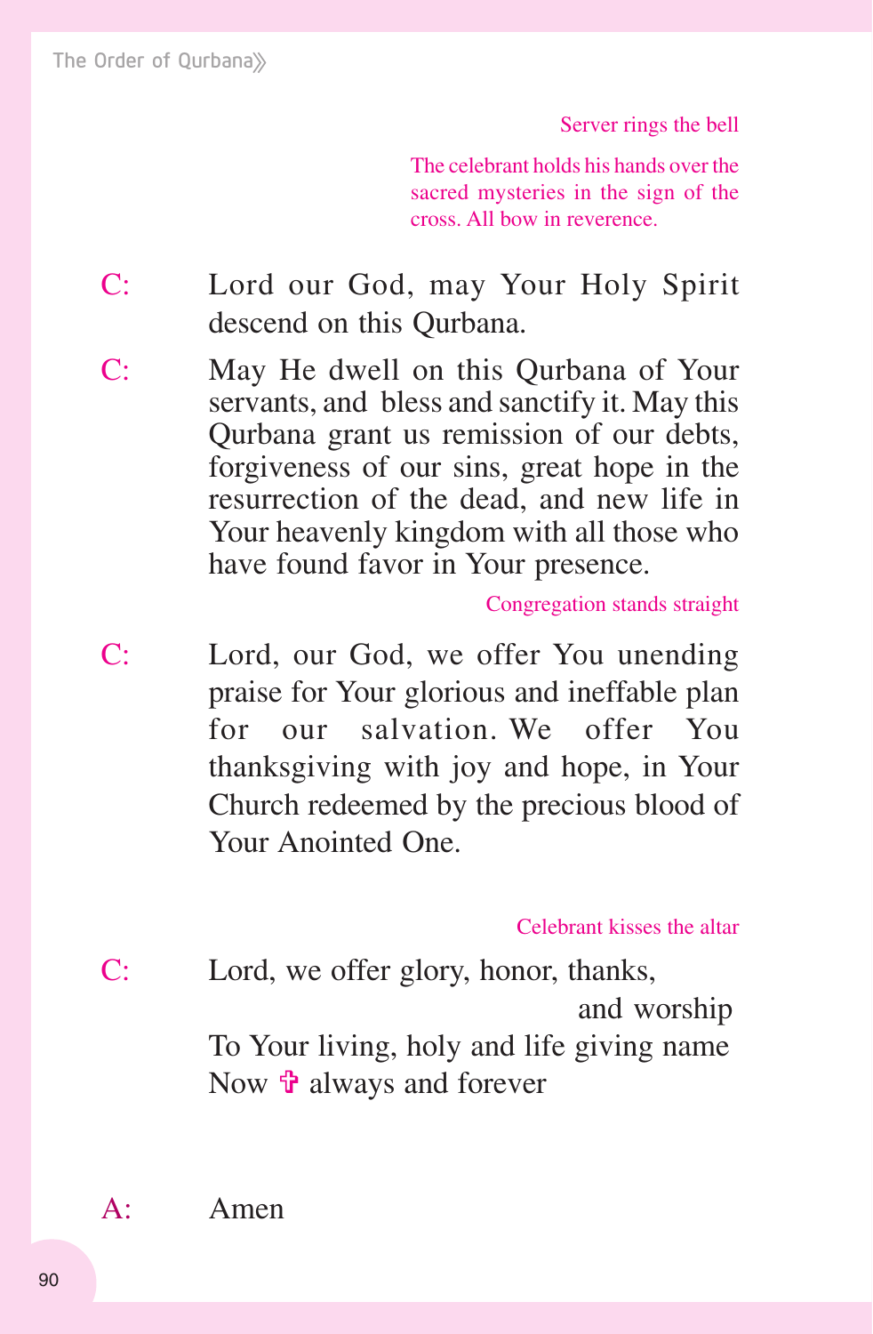*Server rings the bell*

*The celebrant holds his hands over the sacred mysteries in the sign of the cross. All bow in reverence.*

C: Lord our God, may Your Holy Spirit descend on this Qurbana.

C: May He dwell on this Qurbana of Your servants, and bless and sanctify it. May this Qurbana grant us remission of our debts, forgiveness of our sins, great hope in the resurrection of the dead, and new life in Your heavenly kingdom with all those who have found favor in Your presence.

*Congregation stands straight*

C: Lord, our God, we offer You unending praise for Your glorious and ineffable plan for our salvation. We offer You thanksgiving with joy and hope, in Your Church redeemed by the precious blood of Your Anointed One.

*Celebrant kisses the altar*

C: Lord, we offer glory, honor, thanks,
and worship
To Your living, holy and life giving name
Now ✠ always and forever

A: Amen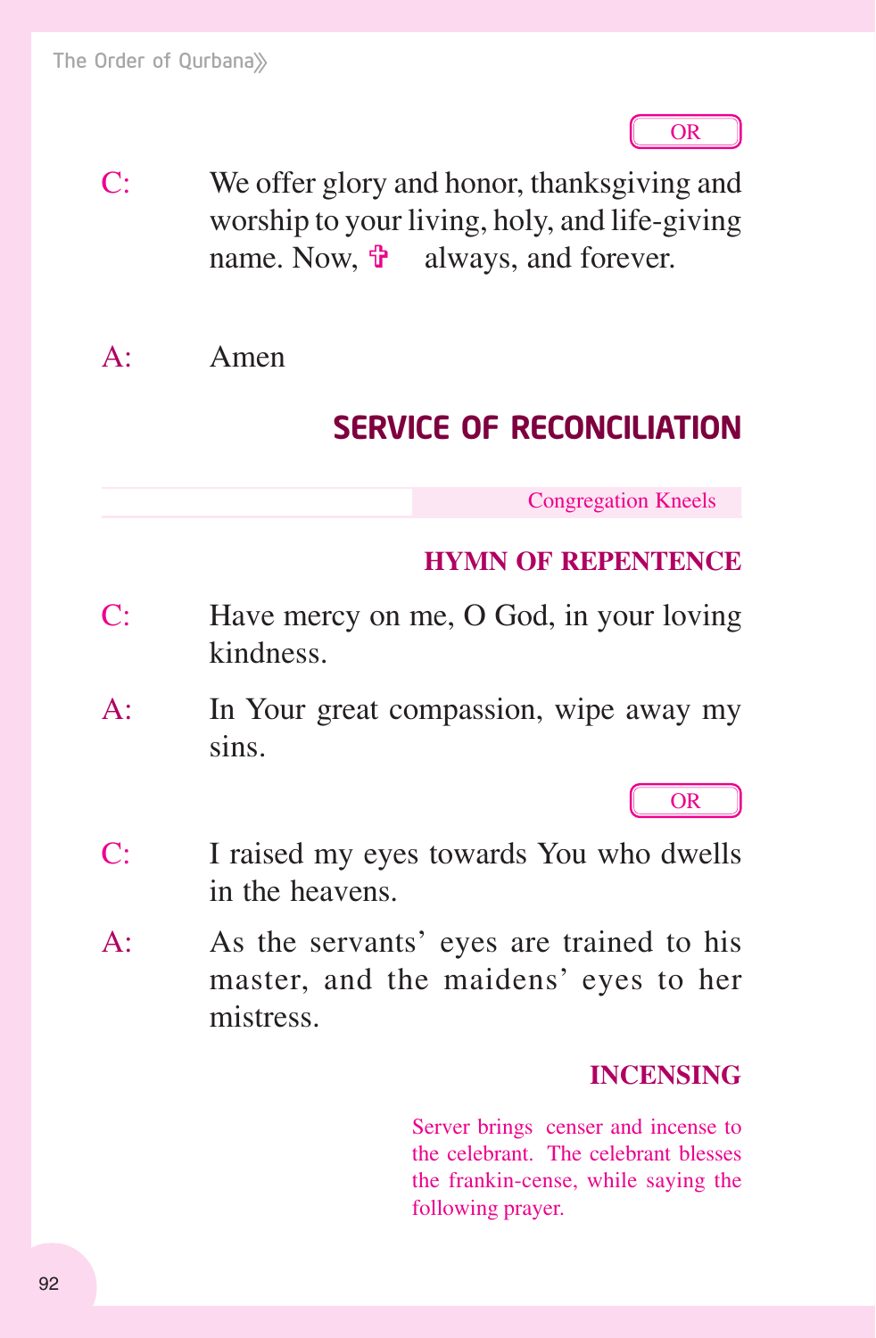OR

C: We offer glory and honor, thanksgiving and worship to your living, holy, and life-giving name. Now, ✞ always, and forever.

A: Amen

## SERVICE OF RECONCILIATION

*Congregation Kneels*

### HYMN OF REPENTENCE

C: Have mercy on me, O God, in your loving kindness.

A: In Your great compassion, wipe away my sins.

OR

C: I raised my eyes towards You who dwells in the heavens.

A: As the servants' eyes are trained to his master, and the maidens' eyes to her mistress.

### INCENSING

*Server brings censer and incense to the celebrant. The celebrant blesses the frankin-cense, while saying the following prayer.*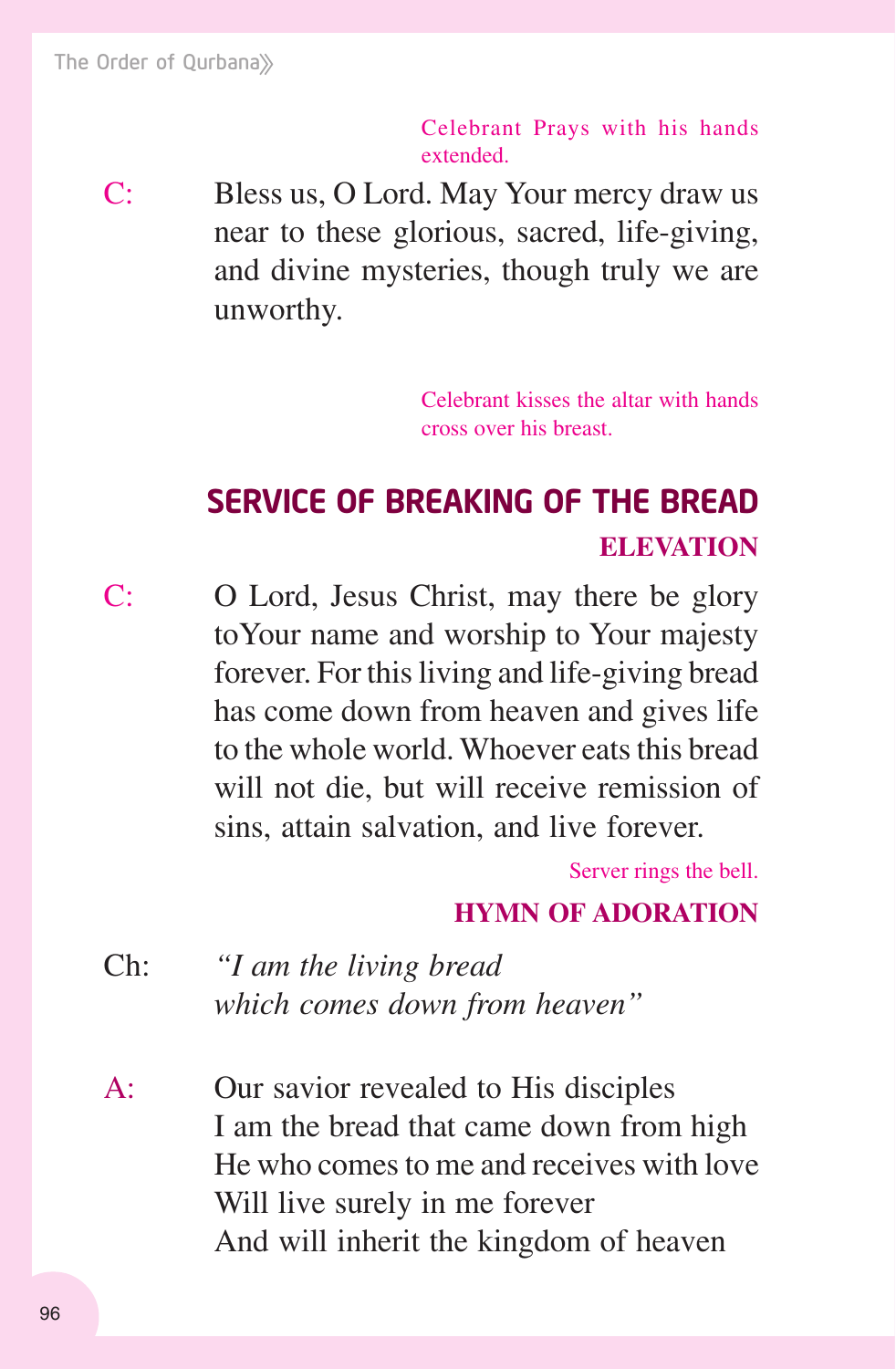*Celebrant Prays with his hands extended.*

C: Bless us, O Lord. May Your mercy draw us near to these glorious, sacred, life-giving, and divine mysteries, though truly we are unworthy.

*Celebrant kisses the altar with hands cross over his breast.*

## SERVICE OF BREAKING OF THE BREAD

### ELEVATION

C: O Lord, Jesus Christ, may there be glory toYour name and worship to Your majesty forever. For this living and life-giving bread has come down from heaven and gives life to the whole world. Whoever eats this bread will not die, but will receive remission of sins, attain salvation, and live forever.

*Server rings the bell.*

### HYMN OF ADORATION

Ch: *"I am the living bread*
*which comes down from heaven"*

A: Our savior revealed to His disciples
I am the bread that came down from high
He who comes to me and receives with love
Will live surely in me forever
And will inherit the kingdom of heaven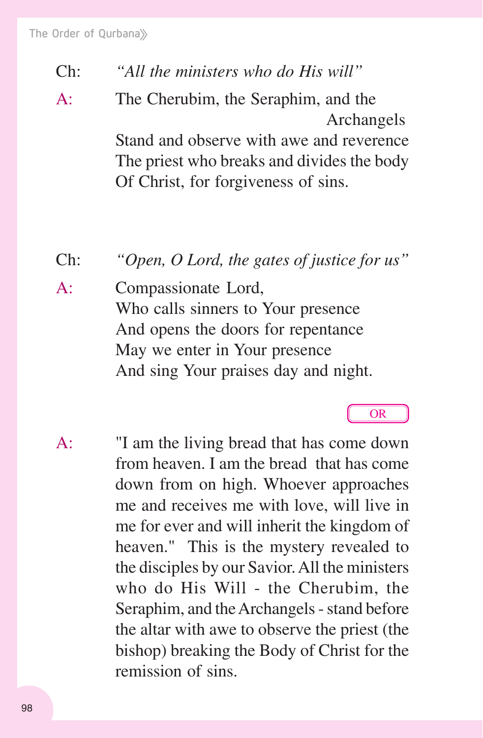Ch: *"All the ministers who do His will"*

A: The Cherubim, the Seraphim, and the Archangels
Stand and observe with awe and reverence
The priest who breaks and divides the body
Of Christ, for forgiveness of sins.

Ch: *"Open, O Lord, the gates of justice for us"*

A: Compassionate Lord,
Who calls sinners to Your presence
And opens the doors for repentance
May we enter in Your presence
And sing Your praises day and night.

OR

A: "I am the living bread that has come down from heaven. I am the bread that has come down from on high. Whoever approaches me and receives me with love, will live in me for ever and will inherit the kingdom of heaven." This is the mystery revealed to the disciples by our Savior. All the ministers who do His Will - the Cherubim, the Seraphim, and the Archangels - stand before the altar with awe to observe the priest (the bishop) breaking the Body of Christ for the remission of sins.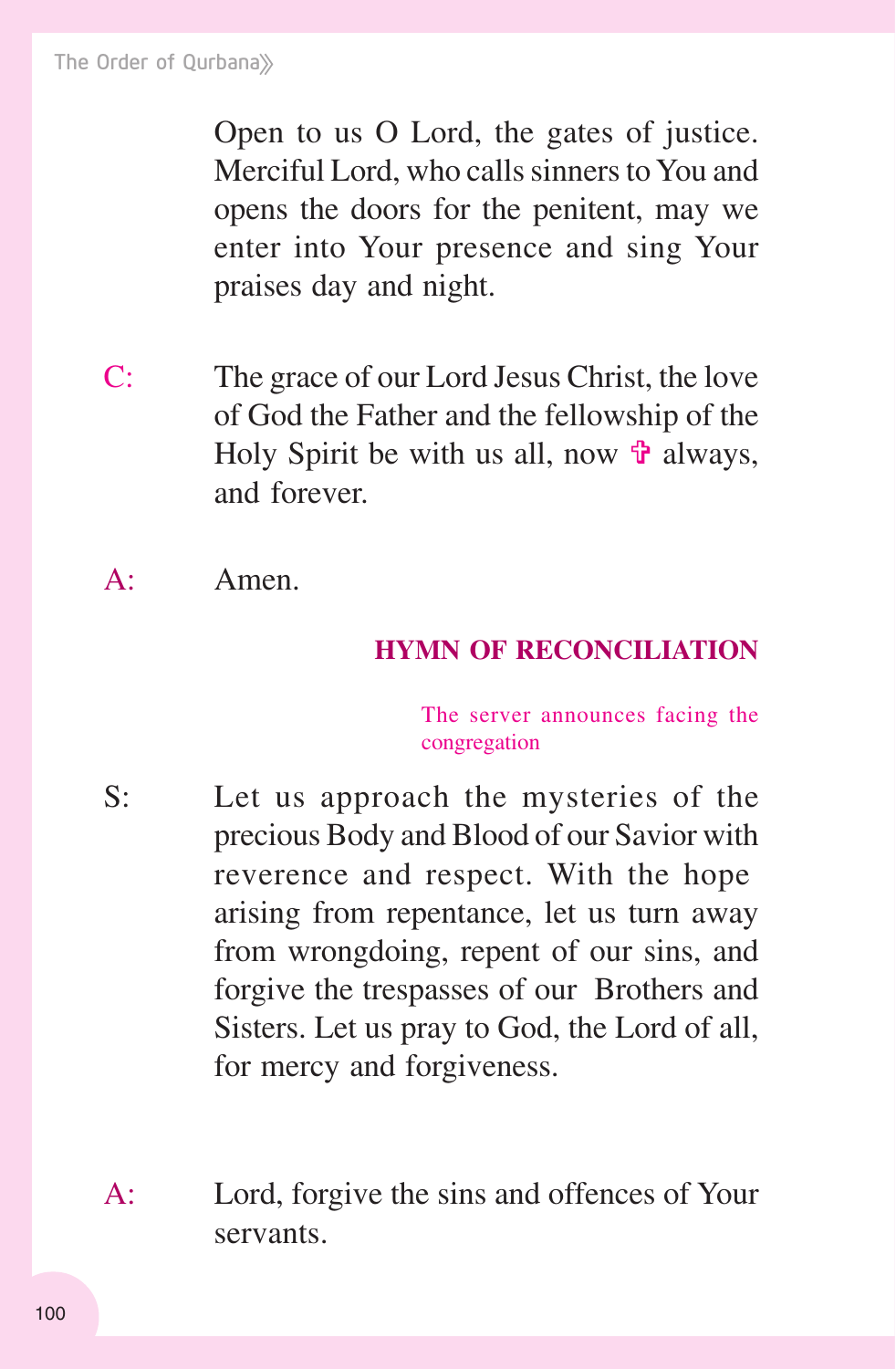Open to us O Lord, the gates of justice. Merciful Lord, who calls sinners to You and opens the doors for the penitent, may we enter into Your presence and sing Your praises day and night.

C: The grace of our Lord Jesus Christ, the love of God the Father and the fellowship of the Holy Spirit be with us all, now ✞ always, and forever.

A: Amen.

### HYMN OF RECONCILIATION

*The server announces facing the congregation*

S: Let us approach the mysteries of the precious Body and Blood of our Savior with reverence and respect. With the hope arising from repentance, let us turn away from wrongdoing, repent of our sins, and forgive the trespasses of our Brothers and Sisters. Let us pray to God, the Lord of all, for mercy and forgiveness.

A: Lord, forgive the sins and offences of Your servants.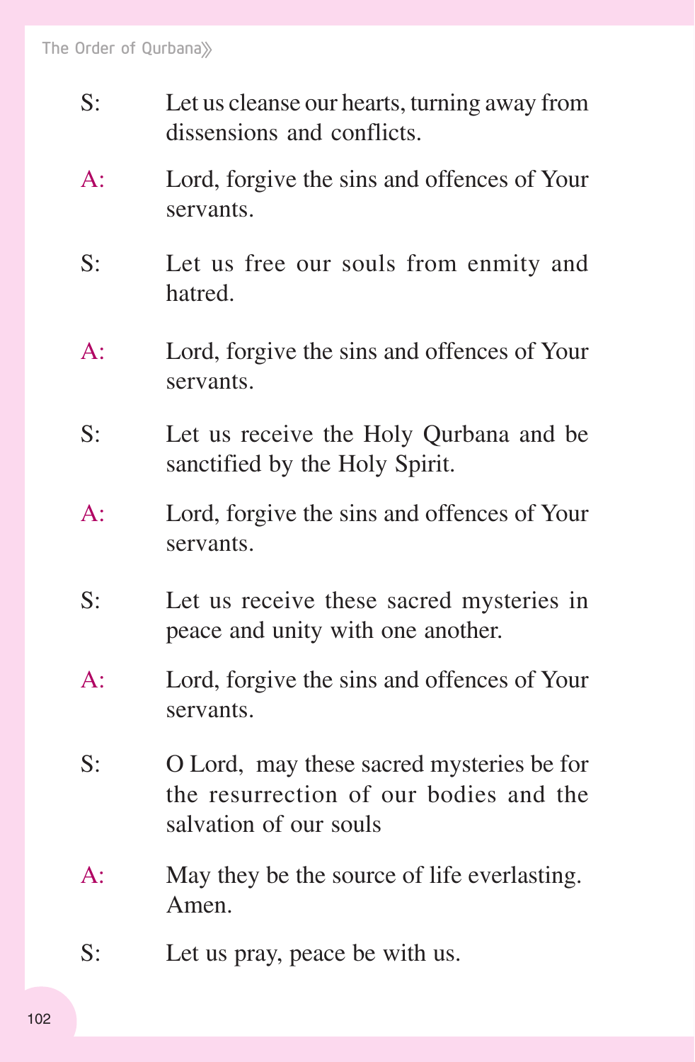S: Let us cleanse our hearts, turning away from dissensions and conflicts.

A: Lord, forgive the sins and offences of Your servants.

S: Let us free our souls from enmity and hatred.

A: Lord, forgive the sins and offences of Your servants.

S: Let us receive the Holy Qurbana and be sanctified by the Holy Spirit.

A: Lord, forgive the sins and offences of Your servants.

S: Let us receive these sacred mysteries in peace and unity with one another.

A: Lord, forgive the sins and offences of Your servants.

S: O Lord, may these sacred mysteries be for the resurrection of our bodies and the salvation of our souls

A: May they be the source of life everlasting. Amen.

S: Let us pray, peace be with us.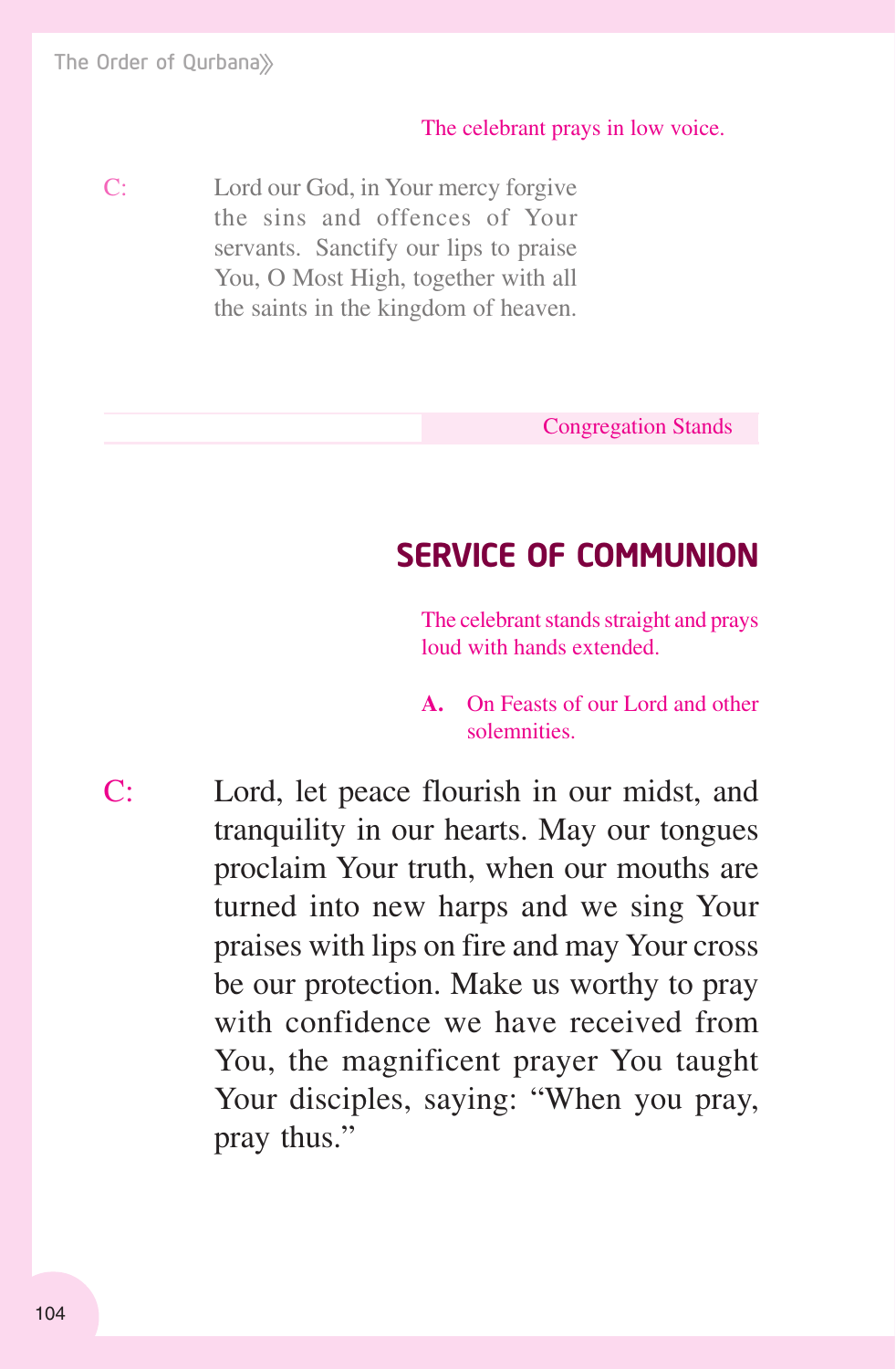*The celebrant prays in low voice.*

**C:** Lord our God, in Your mercy forgive the sins and offences of Your servants. Sanctify our lips to praise You, O Most High, together with all the saints in the kingdom of heaven.

*Congregation Stands*

## SERVICE OF COMMUNION

*The celebrant stands straight and prays loud with hands extended.*

**A.** *On Feasts of our Lord and other solemnities.*

**C:** Lord, let peace flourish in our midst, and tranquility in our hearts. May our tongues proclaim Your truth, when our mouths are turned into new harps and we sing Your praises with lips on fire and may Your cross be our protection. Make us worthy to pray with confidence we have received from You, the magnificent prayer You taught Your disciples, saying: "When you pray, pray thus."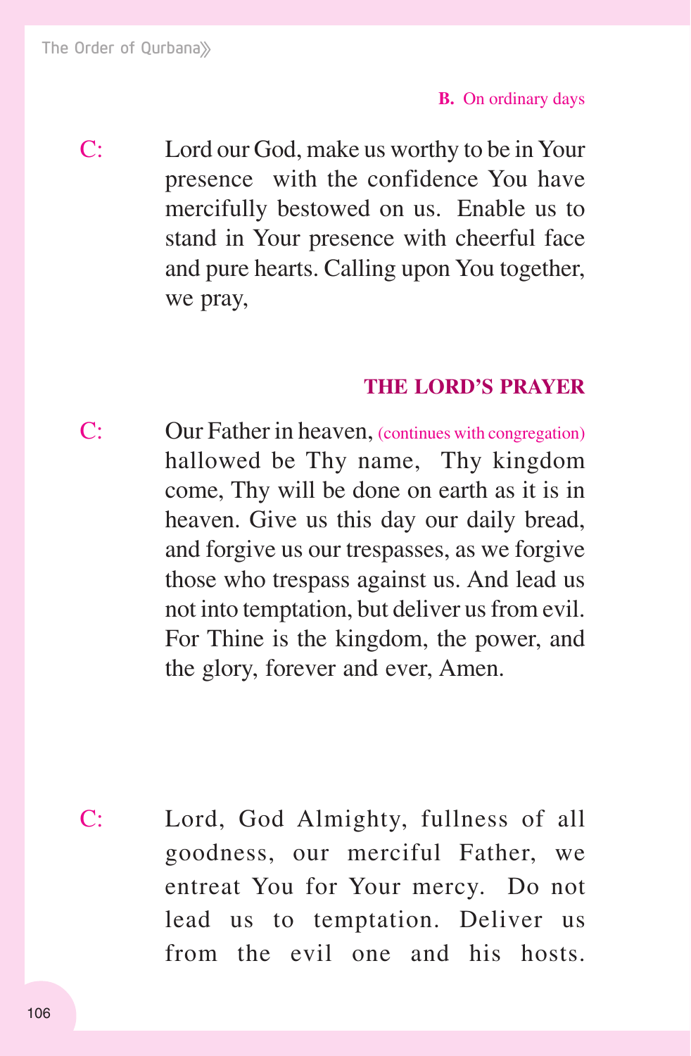**B.** On ordinary days

C: Lord our God, make us worthy to be in Your presence with the confidence You have mercifully bestowed on us. Enable us to stand in Your presence with cheerful face and pure hearts. Calling upon You together, we pray,

**THE LORD'S PRAYER**

C: Our Father in heaven, (continues with congregation) hallowed be Thy name, Thy kingdom come, Thy will be done on earth as it is in heaven. Give us this day our daily bread, and forgive us our trespasses, as we forgive those who trespass against us. And lead us not into temptation, but deliver us from evil. For Thine is the kingdom, the power, and the glory, forever and ever, Amen.

C: Lord, God Almighty, fullness of all goodness, our merciful Father, we entreat You for Your mercy. Do not lead us to temptation. Deliver us from the evil one and his hosts.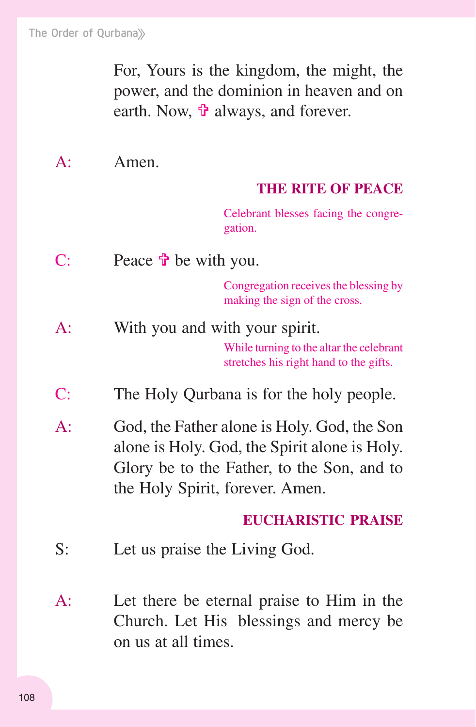For, Yours is the kingdom, the might, the power, and the dominion in heaven and on earth. Now, ✝ always, and forever.

A: Amen.

## THE RITE OF PEACE

*Celebrant blesses facing the congregation.*

C: Peace ✝ be with you.

*Congregation receives the blessing by making the sign of the cross.*

A: With you and with your spirit.

*While turning to the altar the celebrant stretches his right hand to the gifts.*

C: The Holy Qurbana is for the holy people.

A: God, the Father alone is Holy. God, the Son alone is Holy. God, the Spirit alone is Holy. Glory be to the Father, to the Son, and to the Holy Spirit, forever. Amen.

## EUCHARISTIC PRAISE

S: Let us praise the Living God.

A: Let there be eternal praise to Him in the Church. Let His blessings and mercy be on us at all times.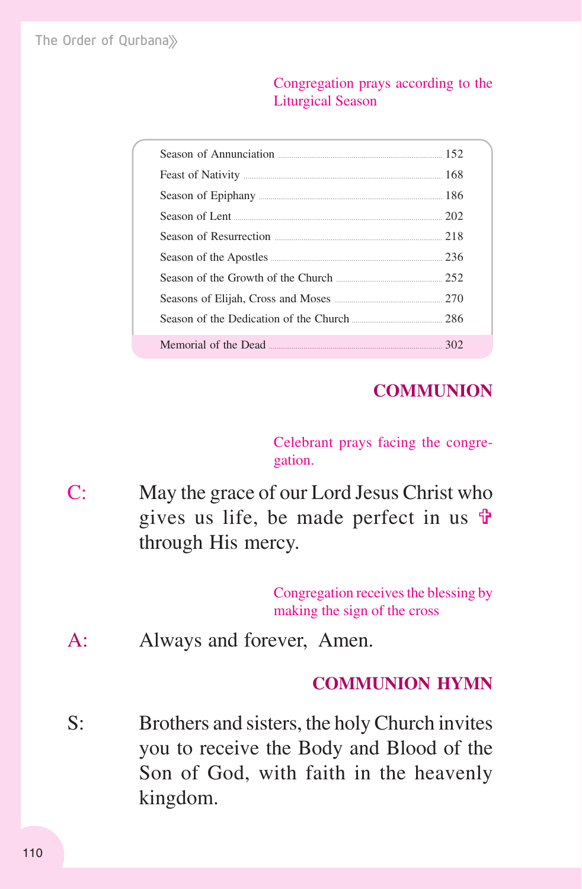*Congregation prays according to the Liturgical Season*

| Season | Page |
|---|---|
| Season of Annunciation | 152 |
| Feast of Nativity | 168 |
| Season of Epiphany | 186 |
| Season of Lent | 202 |
| Season of Resurrection | 218 |
| Season of the Apostles | 236 |
| Season of the Growth of the Church | 252 |
| Seasons of Elijah, Cross and Moses | 270 |
| Season of the Dedication of the Church | 286 |
| Memorial of the Dead | 302 |

## COMMUNION

*Celebrant prays facing the congregation.*

C: May the grace of our Lord Jesus Christ who gives us life, be made perfect in us ✞ through His mercy.

*Congregation receives the blessing by making the sign of the cross*

A: Always and forever, Amen.

## COMMUNION HYMN

S: Brothers and sisters, the holy Church invites you to receive the Body and Blood of the Son of God, with faith in the heavenly kingdom.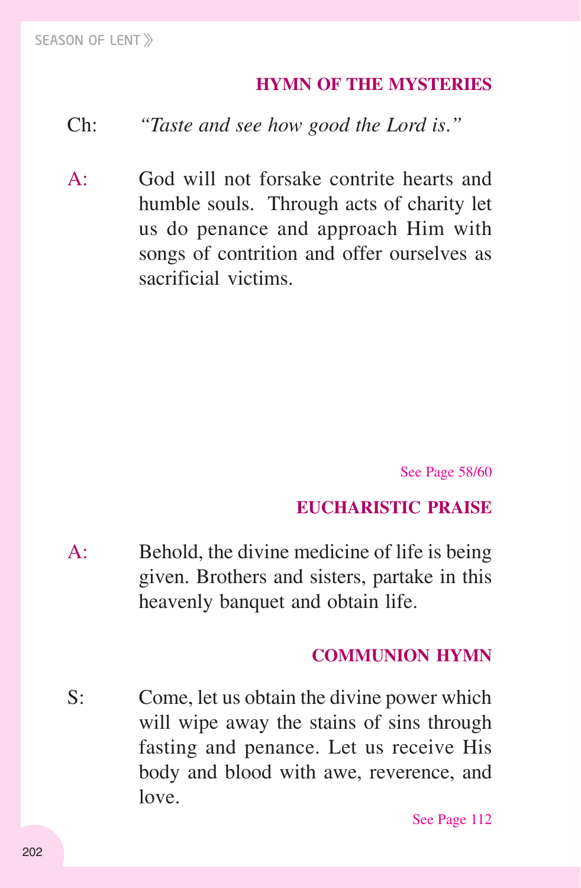## HYMN OF THE MYSTERIES

Ch: *"Taste and see how good the Lord is."*

A: God will not forsake contrite hearts and humble souls. Through acts of charity let us do penance and approach Him with songs of contrition and offer ourselves as sacrificial victims.

See Page 58/60

## EUCHARISTIC PRAISE

A: Behold, the divine medicine of life is being given. Brothers and sisters, partake in this heavenly banquet and obtain life.

## COMMUNION HYMN

S: Come, let us obtain the divine power which will wipe away the stains of sins through fasting and penance. Let us receive His body and blood with awe, reverence, and love.

See Page 112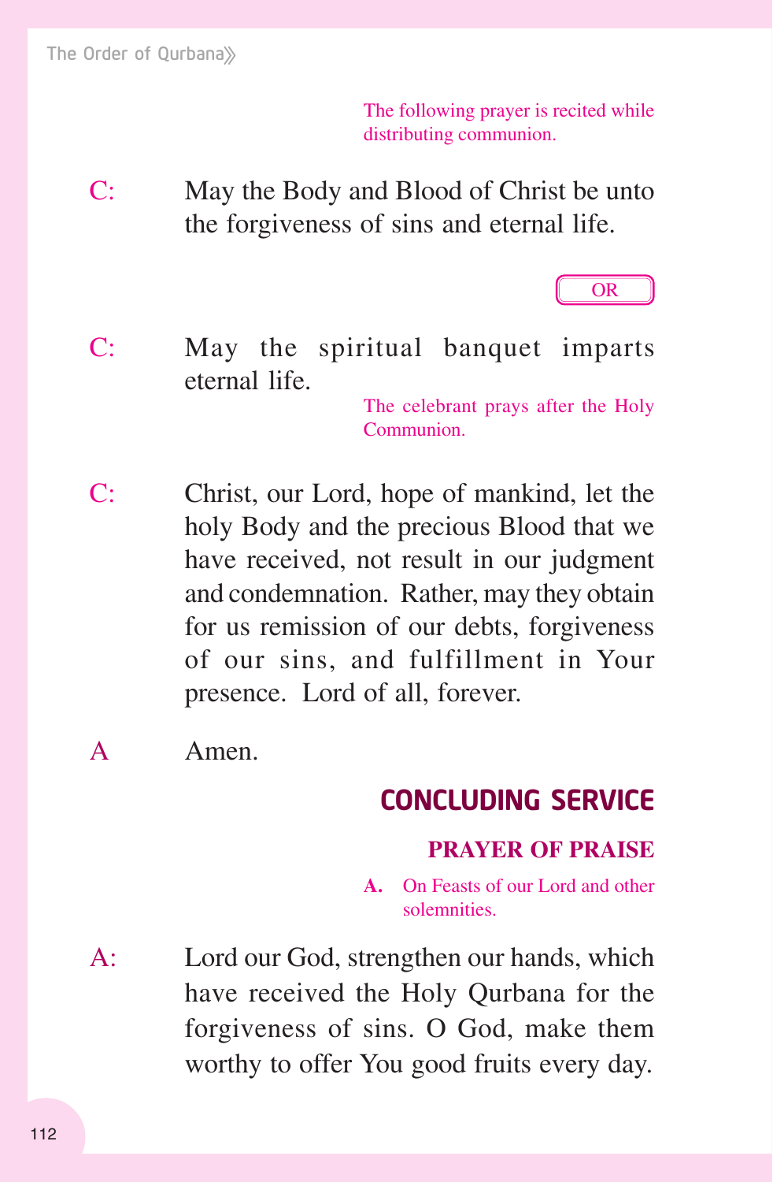*The following prayer is recited while distributing communion.*

C: May the Body and Blood of Christ be unto the forgiveness of sins and eternal life.

OR

C: May the spiritual banquet imparts eternal life.

*The celebrant prays after the Holy Communion.*

C: Christ, our Lord, hope of mankind, let the holy Body and the precious Blood that we have received, not result in our judgment and condemnation. Rather, may they obtain for us remission of our debts, forgiveness of our sins, and fulfillment in Your presence. Lord of all, forever.

A Amen.

## CONCLUDING SERVICE

### PRAYER OF PRAISE

**A.** *On Feasts of our Lord and other solemnities.*

A: Lord our God, strengthen our hands, which have received the Holy Qurbana for the forgiveness of sins. O God, make them worthy to offer You good fruits every day.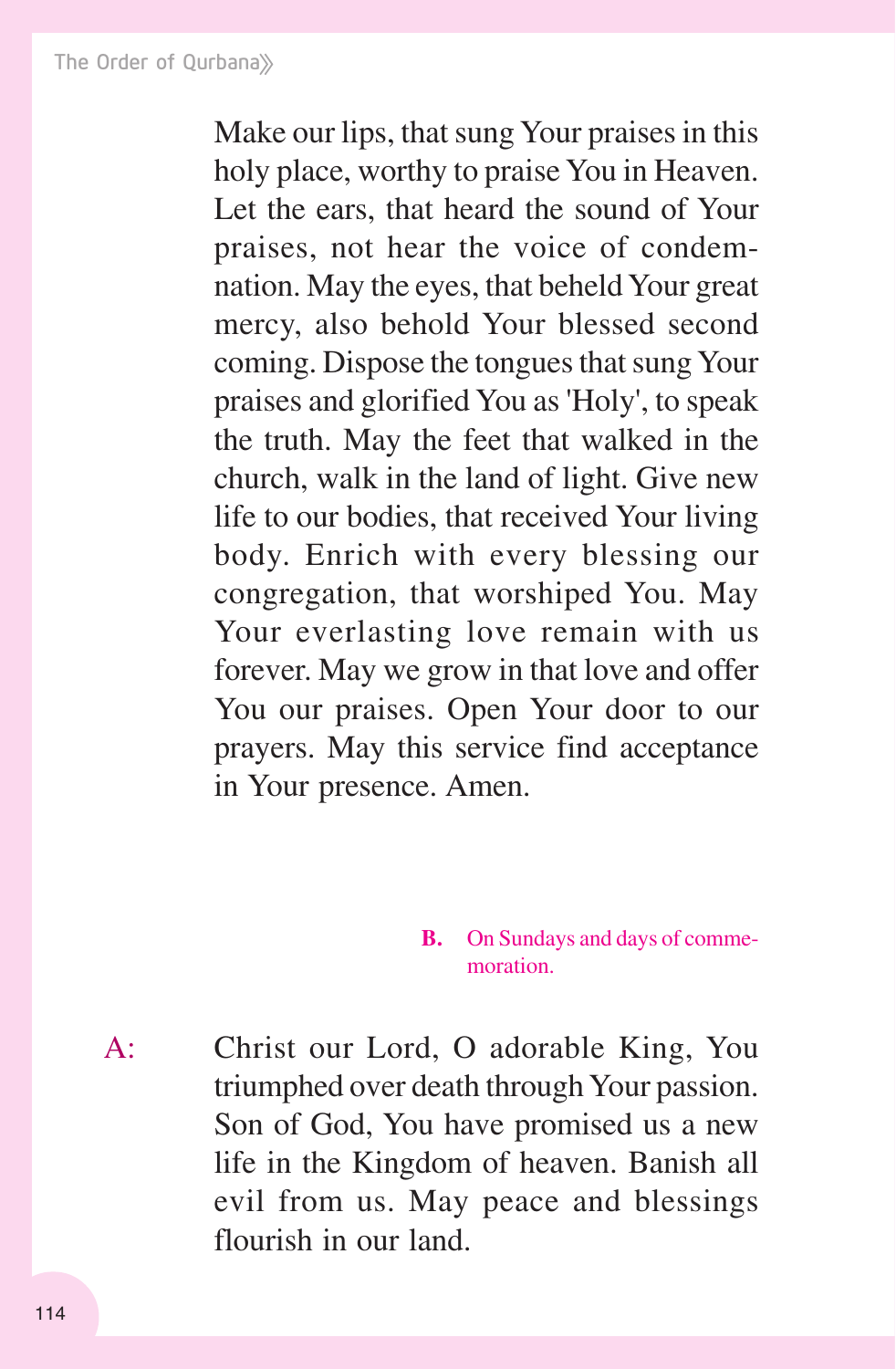Make our lips, that sung Your praises in this holy place, worthy to praise You in Heaven. Let the ears, that heard the sound of Your praises, not hear the voice of condemnation. May the eyes, that beheld Your great mercy, also behold Your blessed second coming. Dispose the tongues that sung Your praises and glorified You as 'Holy', to speak the truth. May the feet that walked in the church, walk in the land of light. Give new life to our bodies, that received Your living body. Enrich with every blessing our congregation, that worshiped You. May Your everlasting love remain with us forever. May we grow in that love and offer You our praises. Open Your door to our prayers. May this service find acceptance in Your presence. Amen.

**B.** On Sundays and days of commemoration.

A: Christ our Lord, O adorable King, You triumphed over death through Your passion. Son of God, You have promised us a new life in the Kingdom of heaven. Banish all evil from us. May peace and blessings flourish in our land.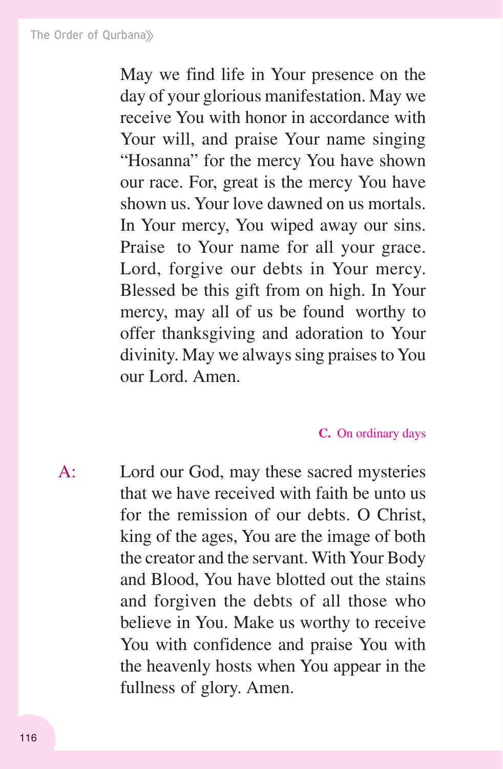May we find life in Your presence on the day of your glorious manifestation. May we receive You with honor in accordance with Your will, and praise Your name singing "Hosanna" for the mercy You have shown our race. For, great is the mercy You have shown us. Your love dawned on us mortals. In Your mercy, You wiped away our sins. Praise to Your name for all your grace. Lord, forgive our debts in Your mercy. Blessed be this gift from on high. In Your mercy, may all of us be found worthy to offer thanksgiving and adoration to Your divinity. May we always sing praises to You our Lord. Amen.

**C.** On ordinary days

A: Lord our God, may these sacred mysteries that we have received with faith be unto us for the remission of our debts. O Christ, king of the ages, You are the image of both the creator and the servant. With Your Body and Blood, You have blotted out the stains and forgiven the debts of all those who believe in You. Make us worthy to receive You with confidence and praise You with the heavenly hosts when You appear in the fullness of glory. Amen.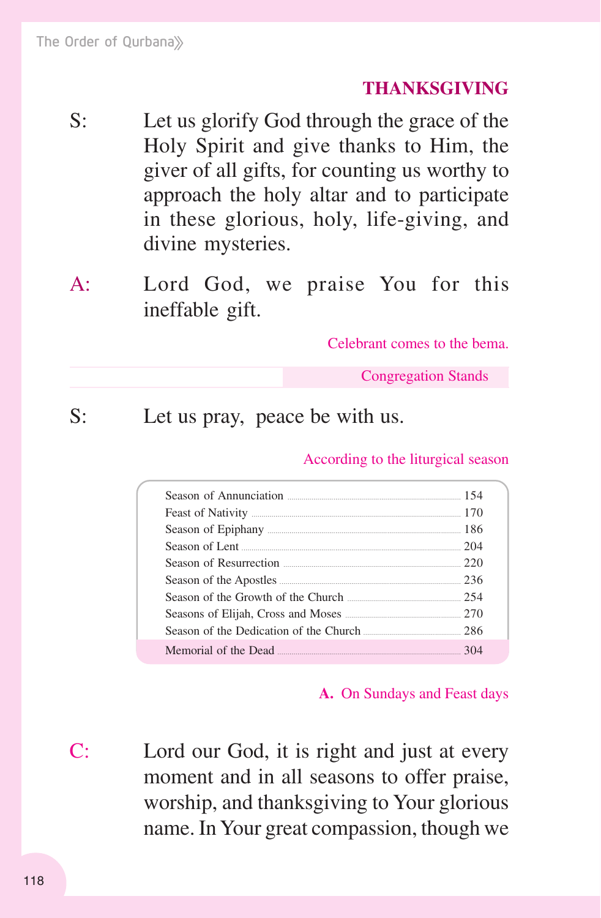## THANKSGIVING

S: Let us glorify God through the grace of the Holy Spirit and give thanks to Him, the giver of all gifts, for counting us worthy to approach the holy altar and to participate in these glorious, holy, life-giving, and divine mysteries.

A: Lord God, we praise You for this ineffable gift.

*Celebrant comes to the bema.*

*Congregation Stands*

S: Let us pray, peace be with us.

*According to the liturgical season*

| | |
|---|---|
| Season of Annunciation | 154 |
| Feast of Nativity | 170 |
| Season of Epiphany | 186 |
| Season of Lent | 204 |
| Season of Resurrection | 220 |
| Season of the Apostles | 236 |
| Season of the Growth of the Church | 254 |
| Seasons of Elijah, Cross and Moses | 270 |
| Season of the Dedication of the Church | 286 |
| Memorial of the Dead | 304 |

**A.** On Sundays and Feast days

C: Lord our God, it is right and just at every moment and in all seasons to offer praise, worship, and thanksgiving to Your glorious name. In Your great compassion, though we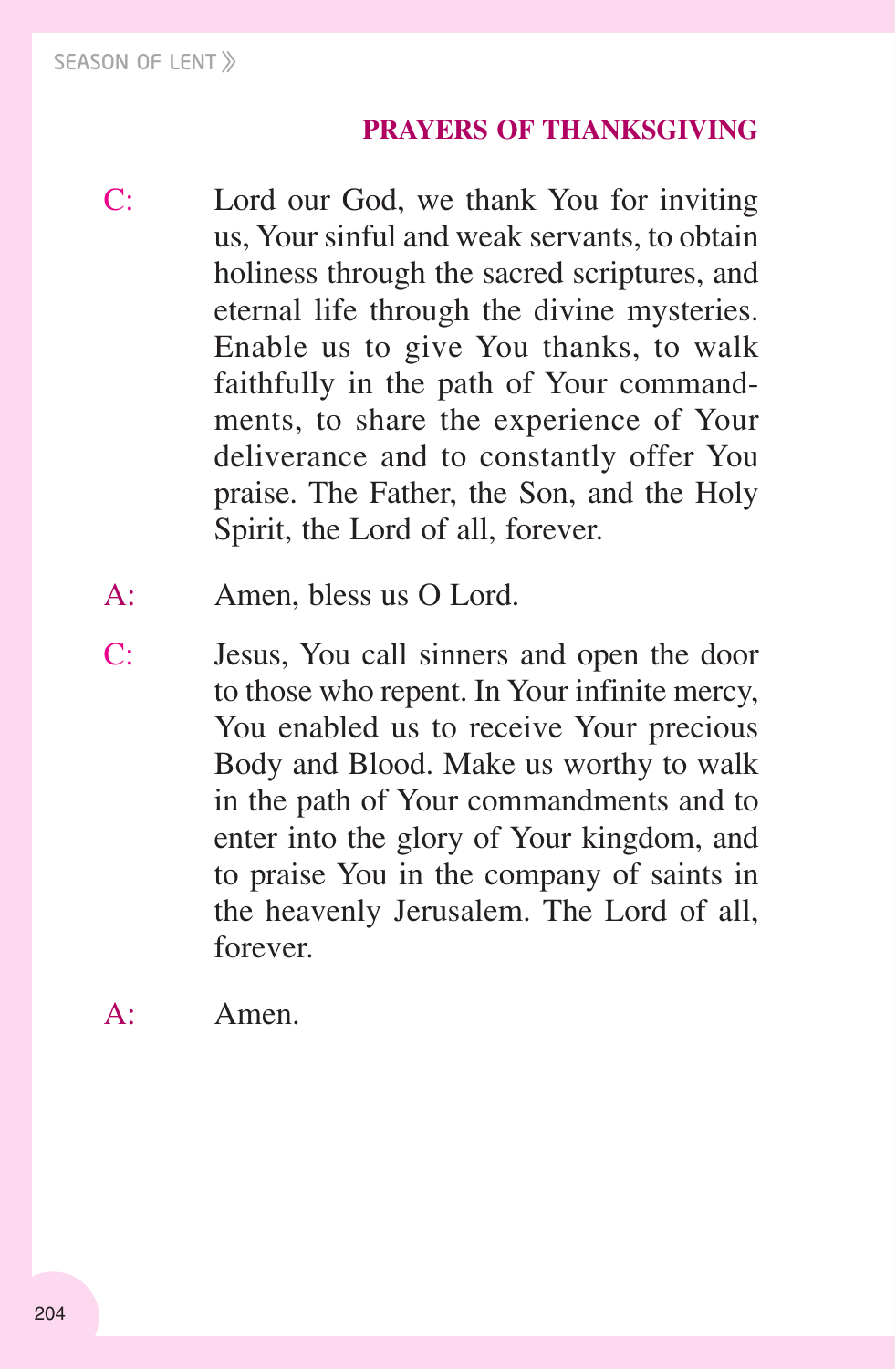## PRAYERS OF THANKSGIVING

C: Lord our God, we thank You for inviting us, Your sinful and weak servants, to obtain holiness through the sacred scriptures, and eternal life through the divine mysteries. Enable us to give You thanks, to walk faithfully in the path of Your commandments, to share the experience of Your deliverance and to constantly offer You praise. The Father, the Son, and the Holy Spirit, the Lord of all, forever.

A: Amen, bless us O Lord.

C: Jesus, You call sinners and open the door to those who repent. In Your infinite mercy, You enabled us to receive Your precious Body and Blood. Make us worthy to walk in the path of Your commandments and to enter into the glory of Your kingdom, and to praise You in the company of saints in the heavenly Jerusalem. The Lord of all, forever.

A: Amen.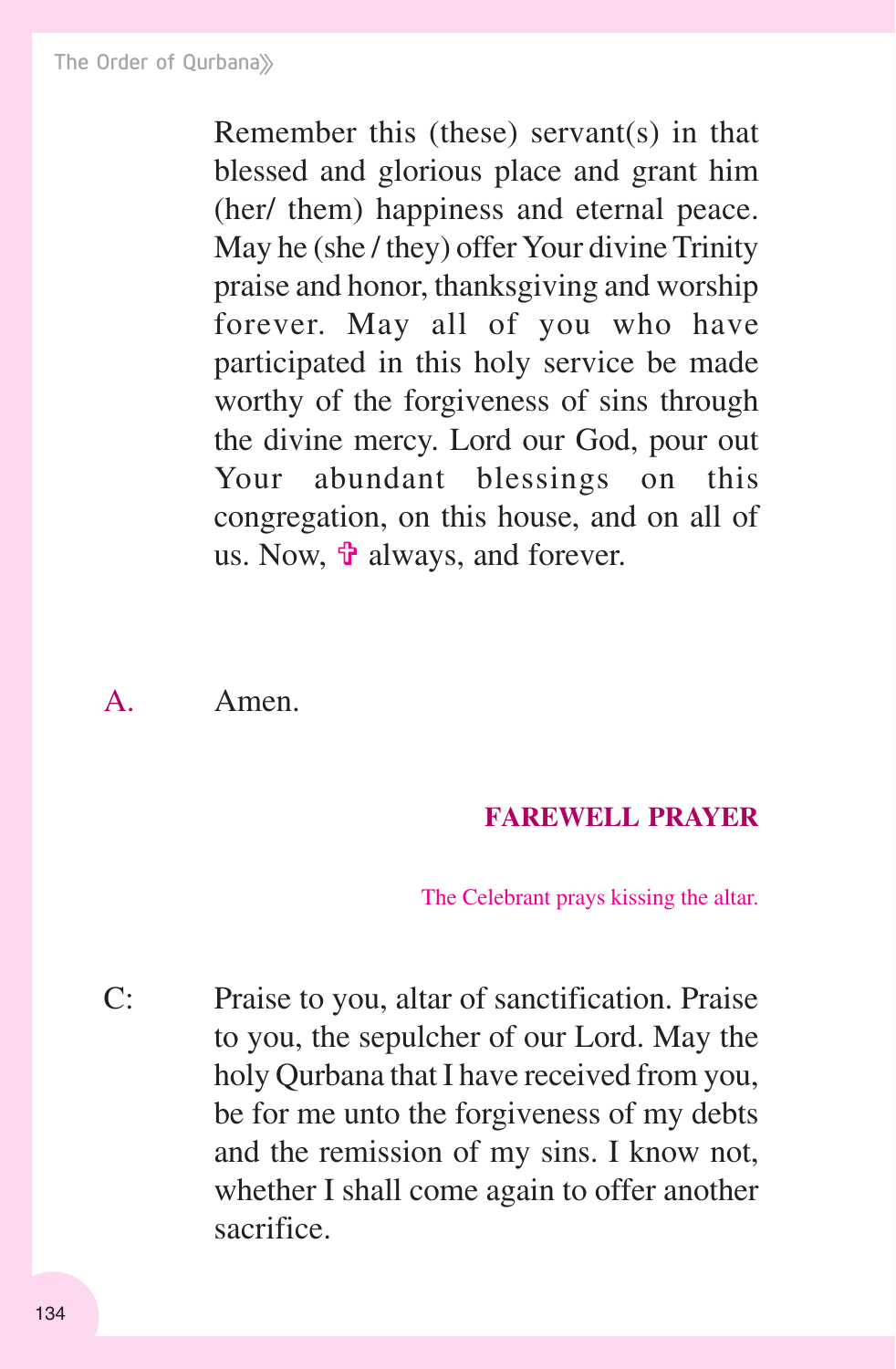Remember this (these) servant(s) in that blessed and glorious place and grant him (her/ them) happiness and eternal peace. May he (she / they) offer Your divine Trinity praise and honor, thanksgiving and worship forever. May all of you who have participated in this holy service be made worthy of the forgiveness of sins through the divine mercy. Lord our God, pour out Your abundant blessings on this congregation, on this house, and on all of us. Now, ✞ always, and forever.

A. Amen.

**FAREWELL PRAYER**

*The Celebrant prays kissing the altar.*

C: Praise to you, altar of sanctification. Praise to you, the sepulcher of our Lord. May the holy Qurbana that I have received from you, be for me unto the forgiveness of my debts and the remission of my sins. I know not, whether I shall come again to offer another sacrifice.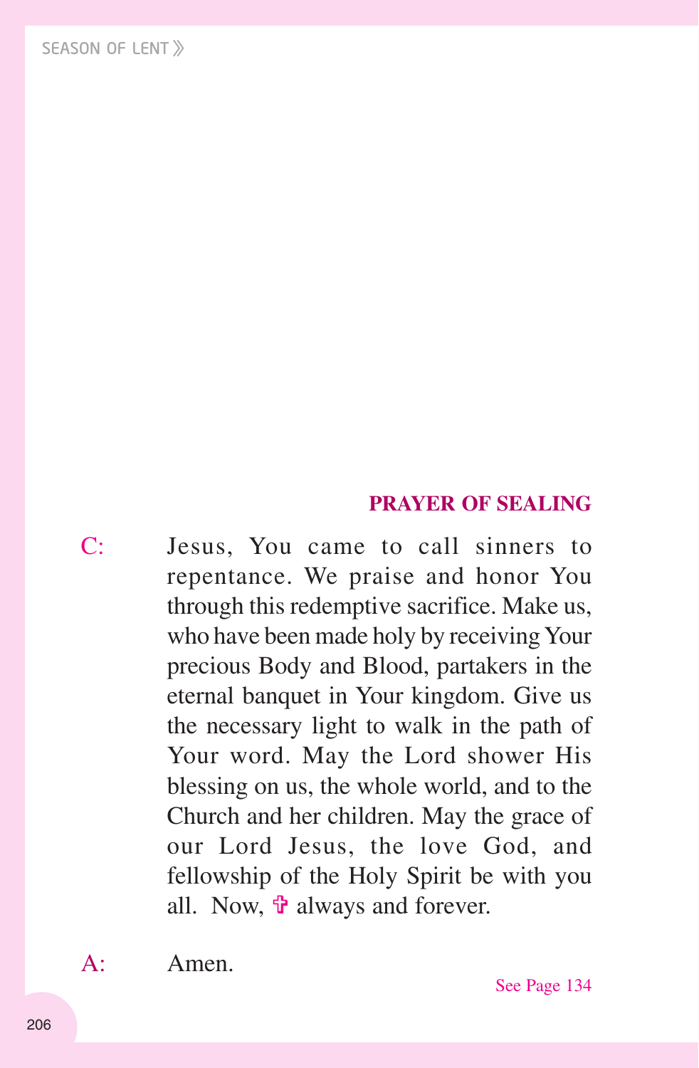**PRAYER OF SEALING**

C: Jesus, You came to call sinners to repentance. We praise and honor You through this redemptive sacrifice. Make us, who have been made holy by receiving Your precious Body and Blood, partakers in the eternal banquet in Your kingdom. Give us the necessary light to walk in the path of Your word. May the Lord shower His blessing on us, the whole world, and to the Church and her children. May the grace of our Lord Jesus, the love God, and fellowship of the Holy Spirit be with you all. Now, ✞ always and forever.

A: Amen.

See Page 134